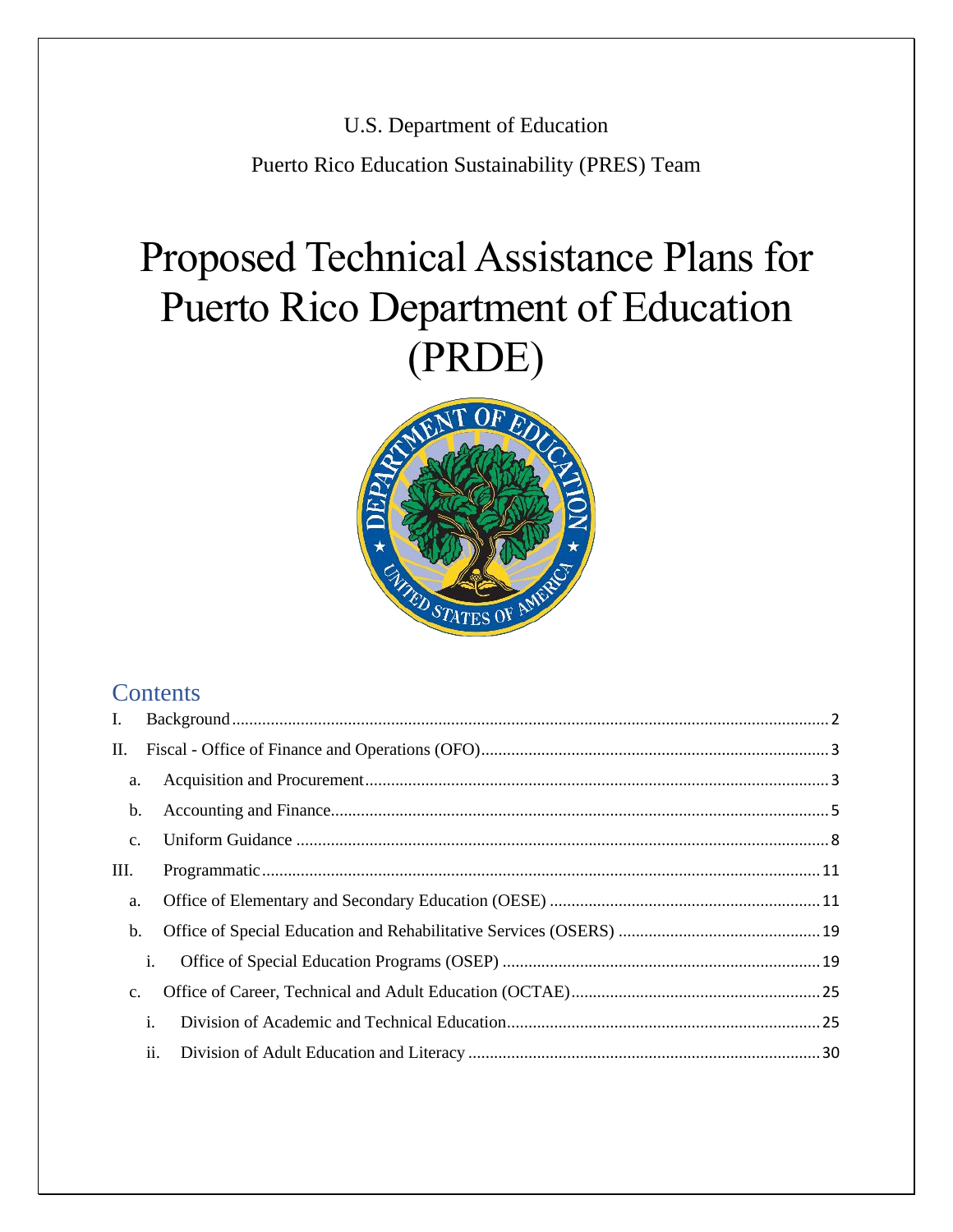U.S. Department of Education

Puerto Rico Education Sustainability (PRES) Team

# Proposed Technical Assistance Plans for Puerto Rico Department of Education (PRDE)

## Contents

- I. Background ........ 2
- II. Fiscal - Office of Finance and Operations (OFO) ........ 3
  - a. Acquisition and Procurement ........ 3
  - b. Accounting and Finance ........ 5
  - c. Uniform Guidance ........ 8
- III. Programmatic ........ 11
  - a. Office of Elementary and Secondary Education (OESE) ........ 11
  - b. Office of Special Education and Rehabilitative Services (OSERS) ........ 19
    - i. Office of Special Education Programs (OSEP) ........ 19
  - c. Office of Career, Technical and Adult Education (OCTAE) ........ 25
    - i. Division of Academic and Technical Education ........ 25
    - ii. Division of Adult Education and Literacy ........ 30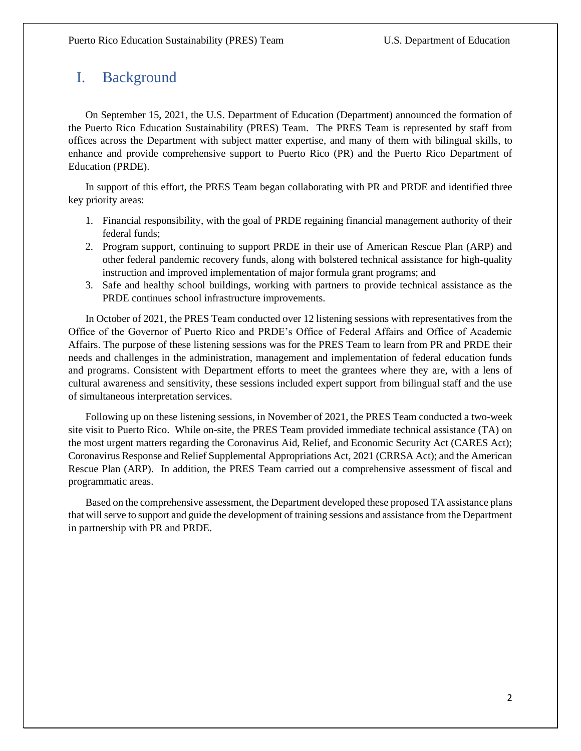# I. Background

On September 15, 2021, the U.S. Department of Education (Department) announced the formation of the Puerto Rico Education Sustainability (PRES) Team. The PRES Team is represented by staff from offices across the Department with subject matter expertise, and many of them with bilingual skills, to enhance and provide comprehensive support to Puerto Rico (PR) and the Puerto Rico Department of Education (PRDE).

In support of this effort, the PRES Team began collaborating with PR and PRDE and identified three key priority areas:

1. Financial responsibility, with the goal of PRDE regaining financial management authority of their federal funds;
2. Program support, continuing to support PRDE in their use of American Rescue Plan (ARP) and other federal pandemic recovery funds, along with bolstered technical assistance for high-quality instruction and improved implementation of major formula grant programs; and
3. Safe and healthy school buildings, working with partners to provide technical assistance as the PRDE continues school infrastructure improvements.

In October of 2021, the PRES Team conducted over 12 listening sessions with representatives from the Office of the Governor of Puerto Rico and PRDE's Office of Federal Affairs and Office of Academic Affairs. The purpose of these listening sessions was for the PRES Team to learn from PR and PRDE their needs and challenges in the administration, management and implementation of federal education funds and programs. Consistent with Department efforts to meet the grantees where they are, with a lens of cultural awareness and sensitivity, these sessions included expert support from bilingual staff and the use of simultaneous interpretation services.

Following up on these listening sessions, in November of 2021, the PRES Team conducted a two-week site visit to Puerto Rico. While on-site, the PRES Team provided immediate technical assistance (TA) on the most urgent matters regarding the Coronavirus Aid, Relief, and Economic Security Act (CARES Act); Coronavirus Response and Relief Supplemental Appropriations Act, 2021 (CRRSA Act); and the American Rescue Plan (ARP). In addition, the PRES Team carried out a comprehensive assessment of fiscal and programmatic areas.

Based on the comprehensive assessment, the Department developed these proposed TA assistance plans that will serve to support and guide the development of training sessions and assistance from the Department in partnership with PR and PRDE.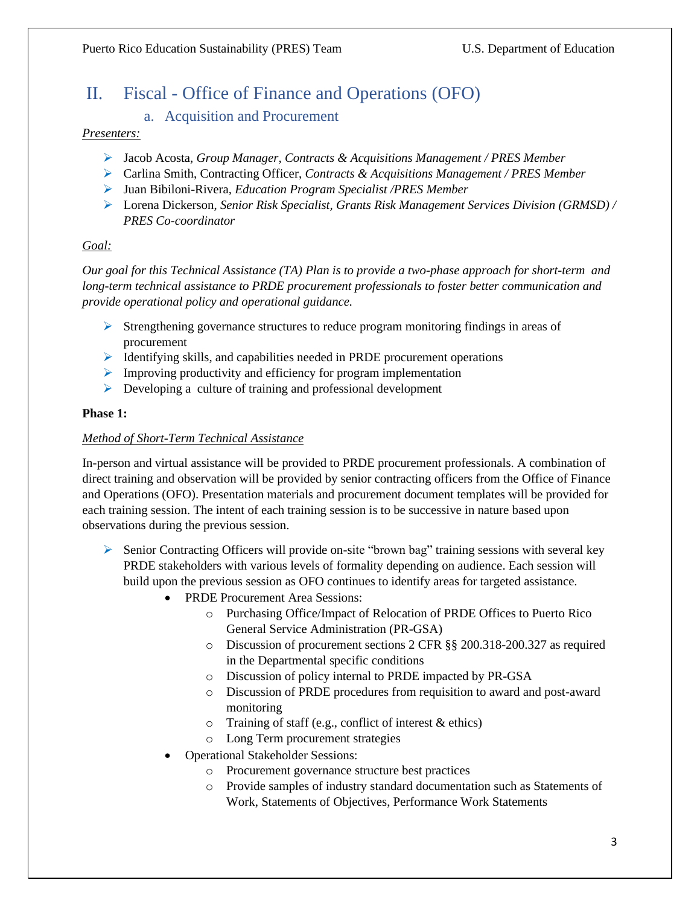# II. Fiscal - Office of Finance and Operations (OFO)

## a. Acquisition and Procurement

*Presenters:*

- Jacob Acosta, *Group Manager, Contracts & Acquisitions Management / PRES Member*
- Carlina Smith, Contracting Officer, *Contracts & Acquisitions Management / PRES Member*
- Juan Bibiloni-Rivera, *Education Program Specialist /PRES Member*
- Lorena Dickerson, *Senior Risk Specialist, Grants Risk Management Services Division (GRMSD) / PRES Co-coordinator*

*Goal:*

*Our goal for this Technical Assistance (TA) Plan is to provide a two-phase approach for short-term and long-term technical assistance to PRDE procurement professionals to foster better communication and provide operational policy and operational guidance.*

- Strengthening governance structures to reduce program monitoring findings in areas of procurement
- Identifying skills, and capabilities needed in PRDE procurement operations
- Improving productivity and efficiency for program implementation
- Developing a culture of training and professional development

**Phase 1:**

*Method of Short-Term Technical Assistance*

In-person and virtual assistance will be provided to PRDE procurement professionals. A combination of direct training and observation will be provided by senior contracting officers from the Office of Finance and Operations (OFO). Presentation materials and procurement document templates will be provided for each training session. The intent of each training session is to be successive in nature based upon observations during the previous session.

- Senior Contracting Officers will provide on-site "brown bag" training sessions with several key PRDE stakeholders with various levels of formality depending on audience. Each session will build upon the previous session as OFO continues to identify areas for targeted assistance.
  - PRDE Procurement Area Sessions:
    - Purchasing Office/Impact of Relocation of PRDE Offices to Puerto Rico General Service Administration (PR-GSA)
    - Discussion of procurement sections 2 CFR §§ 200.318-200.327 as required in the Departmental specific conditions
    - Discussion of policy internal to PRDE impacted by PR-GSA
    - Discussion of PRDE procedures from requisition to award and post-award monitoring
    - Training of staff (e.g., conflict of interest & ethics)
    - Long Term procurement strategies
  - Operational Stakeholder Sessions:
    - Procurement governance structure best practices
    - Provide samples of industry standard documentation such as Statements of Work, Statements of Objectives, Performance Work Statements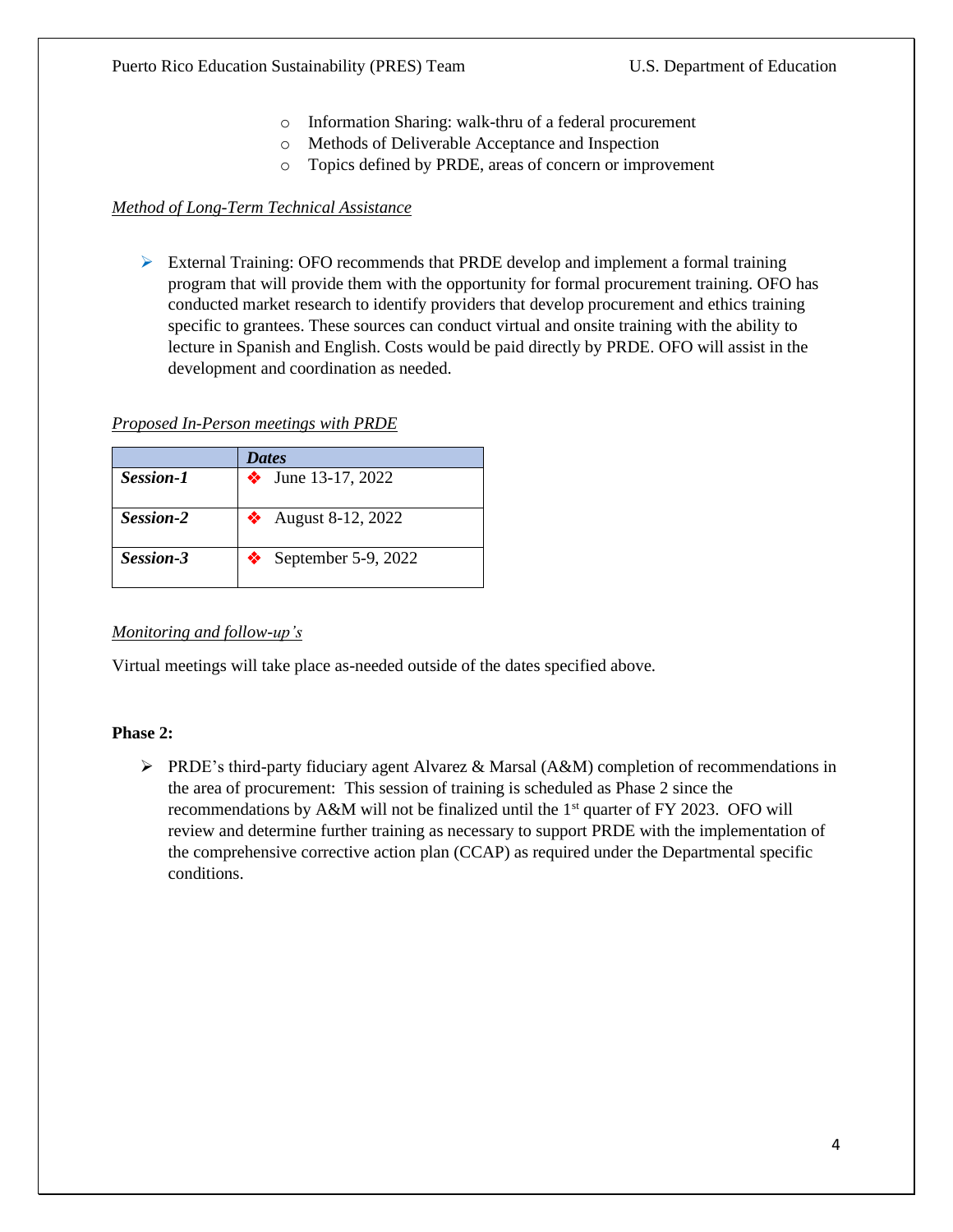- Information Sharing: walk-thru of a federal procurement
- Methods of Deliverable Acceptance and Inspection
- Topics defined by PRDE, areas of concern or improvement

*Method of Long-Term Technical Assistance*

- External Training: OFO recommends that PRDE develop and implement a formal training program that will provide them with the opportunity for formal procurement training. OFO has conducted market research to identify providers that develop procurement and ethics training specific to grantees. These sources can conduct virtual and onsite training with the ability to lecture in Spanish and English. Costs would be paid directly by PRDE. OFO will assist in the development and coordination as needed.

*Proposed In-Person meetings with PRDE*

| | ***Dates*** |
|---|---|
| ***Session-1*** | ❖ June 13-17, 2022 |
| ***Session-2*** | ❖ August 8-12, 2022 |
| ***Session-3*** | ❖ September 5-9, 2022 |

*Monitoring and follow-up's*

Virtual meetings will take place as-needed outside of the dates specified above.

**Phase 2:**

- PRDE's third-party fiduciary agent Alvarez & Marsal (A&M) completion of recommendations in the area of procurement: This session of training is scheduled as Phase 2 since the recommendations by A&M will not be finalized until the 1st quarter of FY 2023. OFO will review and determine further training as necessary to support PRDE with the implementation of the comprehensive corrective action plan (CCAP) as required under the Departmental specific conditions.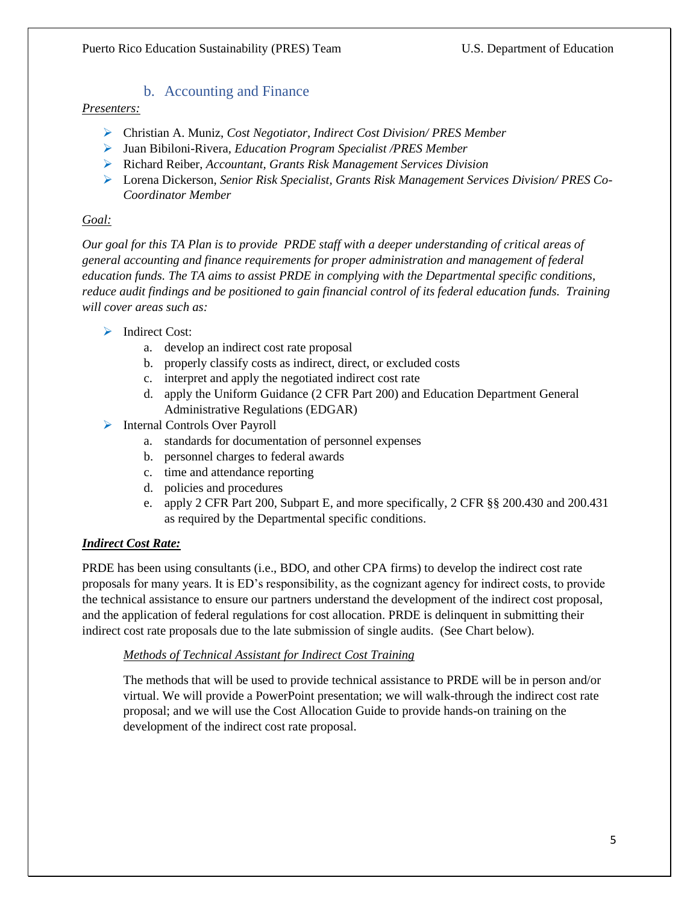### b. Accounting and Finance

*Presenters:*

- Christian A. Muniz, *Cost Negotiator, Indirect Cost Division/ PRES Member*
- Juan Bibiloni-Rivera, *Education Program Specialist /PRES Member*
- Richard Reiber, *Accountant, Grants Risk Management Services Division*
- Lorena Dickerson, *Senior Risk Specialist, Grants Risk Management Services Division/ PRES Co-Coordinator Member*

*Goal:*

*Our goal for this TA Plan is to provide PRDE staff with a deeper understanding of critical areas of general accounting and finance requirements for proper administration and management of federal education funds. The TA aims to assist PRDE in complying with the Departmental specific conditions, reduce audit findings and be positioned to gain financial control of its federal education funds. Training will cover areas such as:*

- Indirect Cost:
  a. develop an indirect cost rate proposal
  b. properly classify costs as indirect, direct, or excluded costs
  c. interpret and apply the negotiated indirect cost rate
  d. apply the Uniform Guidance (2 CFR Part 200) and Education Department General Administrative Regulations (EDGAR)
- Internal Controls Over Payroll
  a. standards for documentation of personnel expenses
  b. personnel charges to federal awards
  c. time and attendance reporting
  d. policies and procedures
  e. apply 2 CFR Part 200, Subpart E, and more specifically, 2 CFR §§ 200.430 and 200.431 as required by the Departmental specific conditions.

***Indirect Cost Rate:***

PRDE has been using consultants (i.e., BDO, and other CPA firms) to develop the indirect cost rate proposals for many years. It is ED's responsibility, as the cognizant agency for indirect costs, to provide the technical assistance to ensure our partners understand the development of the indirect cost proposal, and the application of federal regulations for cost allocation. PRDE is delinquent in submitting their indirect cost rate proposals due to the late submission of single audits. (See Chart below).

*Methods of Technical Assistant for Indirect Cost Training*

The methods that will be used to provide technical assistance to PRDE will be in person and/or virtual. We will provide a PowerPoint presentation; we will walk-through the indirect cost rate proposal; and we will use the Cost Allocation Guide to provide hands-on training on the development of the indirect cost rate proposal.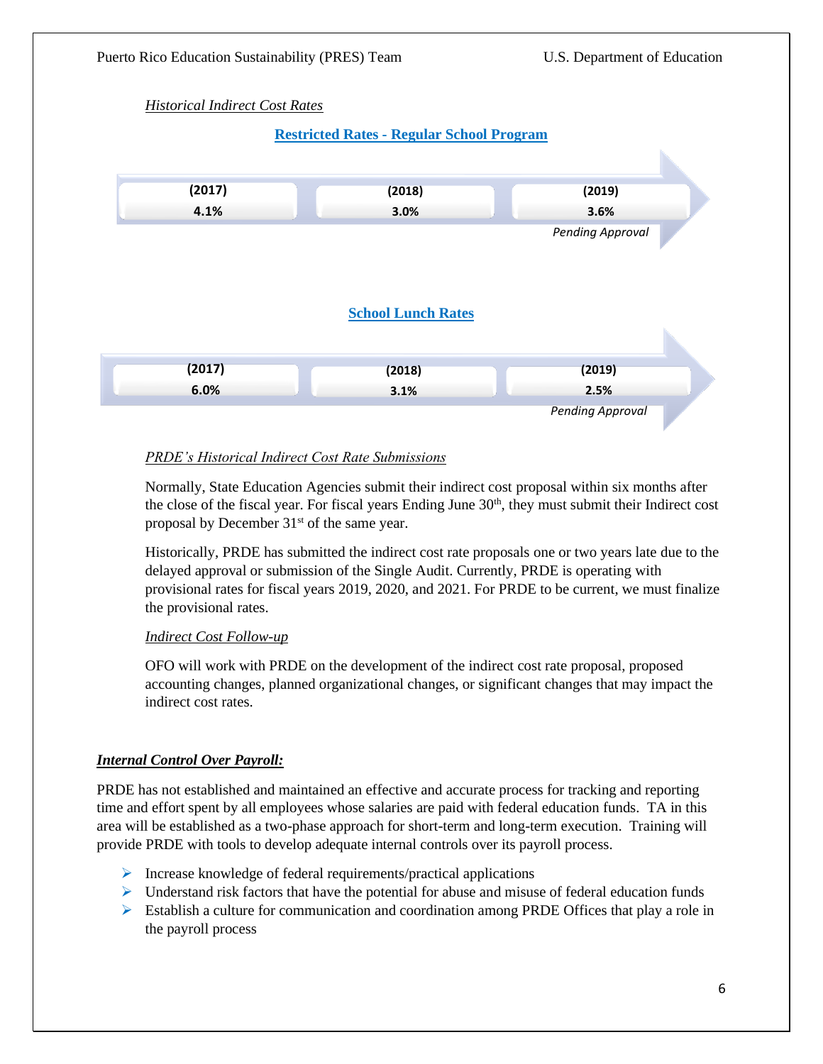*Historical Indirect Cost Rates*

**Restricted Rates - Regular School Program**

| (2017) | (2018) | (2019) |
|---|---|---|
| 4.1% | 3.0% | 3.6% |
| | | *Pending Approval* |

**School Lunch Rates**

| (2017) | (2018) | (2019) |
|---|---|---|
| 6.0% | 3.1% | 2.5% |
| | | *Pending Approval* |

*PRDE's Historical Indirect Cost Rate Submissions*

Normally, State Education Agencies submit their indirect cost proposal within six months after the close of the fiscal year. For fiscal years Ending June 30th, they must submit their Indirect cost proposal by December 31st of the same year.

Historically, PRDE has submitted the indirect cost rate proposals one or two years late due to the delayed approval or submission of the Single Audit. Currently, PRDE is operating with provisional rates for fiscal years 2019, 2020, and 2021. For PRDE to be current, we must finalize the provisional rates.

*Indirect Cost Follow-up*

OFO will work with PRDE on the development of the indirect cost rate proposal, proposed accounting changes, planned organizational changes, or significant changes that may impact the indirect cost rates.

***Internal Control Over Payroll:***

PRDE has not established and maintained an effective and accurate process for tracking and reporting time and effort spent by all employees whose salaries are paid with federal education funds. TA in this area will be established as a two-phase approach for short-term and long-term execution. Training will provide PRDE with tools to develop adequate internal controls over its payroll process.

- Increase knowledge of federal requirements/practical applications
- Understand risk factors that have the potential for abuse and misuse of federal education funds
- Establish a culture for communication and coordination among PRDE Offices that play a role in the payroll process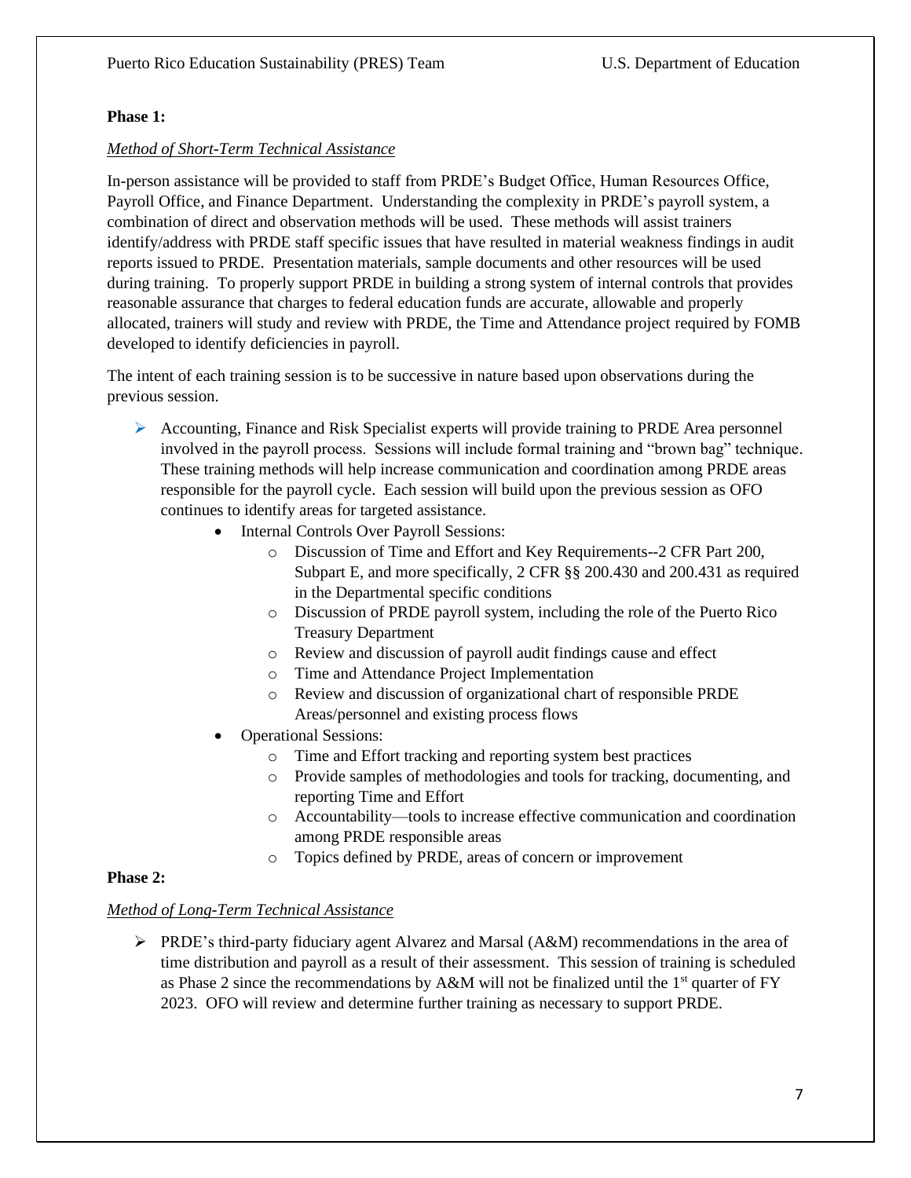**Phase 1:**

*Method of Short-Term Technical Assistance*

In-person assistance will be provided to staff from PRDE's Budget Office, Human Resources Office, Payroll Office, and Finance Department. Understanding the complexity in PRDE's payroll system, a combination of direct and observation methods will be used. These methods will assist trainers identify/address with PRDE staff specific issues that have resulted in material weakness findings in audit reports issued to PRDE. Presentation materials, sample documents and other resources will be used during training. To properly support PRDE in building a strong system of internal controls that provides reasonable assurance that charges to federal education funds are accurate, allowable and properly allocated, trainers will study and review with PRDE, the Time and Attendance project required by FOMB developed to identify deficiencies in payroll.

The intent of each training session is to be successive in nature based upon observations during the previous session.

- Accounting, Finance and Risk Specialist experts will provide training to PRDE Area personnel involved in the payroll process. Sessions will include formal training and "brown bag" technique. These training methods will help increase communication and coordination among PRDE areas responsible for the payroll cycle. Each session will build upon the previous session as OFO continues to identify areas for targeted assistance.
  - Internal Controls Over Payroll Sessions:
    - Discussion of Time and Effort and Key Requirements--2 CFR Part 200, Subpart E, and more specifically, 2 CFR §§ 200.430 and 200.431 as required in the Departmental specific conditions
    - Discussion of PRDE payroll system, including the role of the Puerto Rico Treasury Department
    - Review and discussion of payroll audit findings cause and effect
    - Time and Attendance Project Implementation
    - Review and discussion of organizational chart of responsible PRDE Areas/personnel and existing process flows
  - Operational Sessions:
    - Time and Effort tracking and reporting system best practices
    - Provide samples of methodologies and tools for tracking, documenting, and reporting Time and Effort
    - Accountability—tools to increase effective communication and coordination among PRDE responsible areas
    - Topics defined by PRDE, areas of concern or improvement

**Phase 2:**

*Method of Long-Term Technical Assistance*

- PRDE's third-party fiduciary agent Alvarez and Marsal (A&M) recommendations in the area of time distribution and payroll as a result of their assessment. This session of training is scheduled as Phase 2 since the recommendations by A&M will not be finalized until the 1st quarter of FY 2023. OFO will review and determine further training as necessary to support PRDE.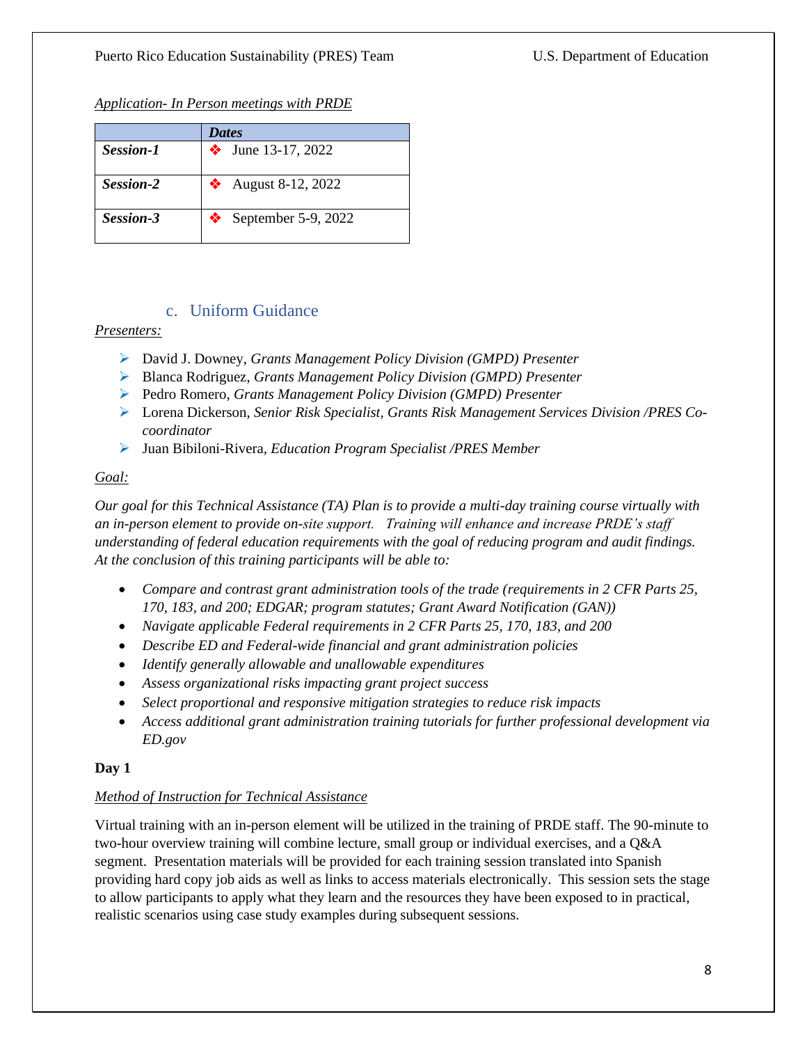*Application- In Person meetings with PRDE*

| | ***Dates*** |
|---|---|
| ***Session-1*** | ❖ June 13-17, 2022 |
| ***Session-2*** | ❖ August 8-12, 2022 |
| ***Session-3*** | ❖ September 5-9, 2022 |

### c. Uniform Guidance

*Presenters:*

- David J. Downey, *Grants Management Policy Division (GMPD) Presenter*
- Blanca Rodriguez, *Grants Management Policy Division (GMPD) Presenter*
- Pedro Romero, *Grants Management Policy Division (GMPD) Presenter*
- Lorena Dickerson, *Senior Risk Specialist, Grants Risk Management Services Division /PRES Co-coordinator*
- Juan Bibiloni-Rivera, *Education Program Specialist /PRES Member*

*Goal:*

*Our goal for this Technical Assistance (TA) Plan is to provide a multi-day training course virtually with an in-person element to provide on-site support. Training will enhance and increase PRDE's staff understanding of federal education requirements with the goal of reducing program and audit findings. At the conclusion of this training participants will be able to:*

- *Compare and contrast grant administration tools of the trade (requirements in 2 CFR Parts 25, 170, 183, and 200; EDGAR; program statutes; Grant Award Notification (GAN))*
- *Navigate applicable Federal requirements in 2 CFR Parts 25, 170, 183, and 200*
- *Describe ED and Federal-wide financial and grant administration policies*
- *Identify generally allowable and unallowable expenditures*
- *Assess organizational risks impacting grant project success*
- *Select proportional and responsive mitigation strategies to reduce risk impacts*
- *Access additional grant administration training tutorials for further professional development via ED.gov*

**Day 1**

*Method of Instruction for Technical Assistance*

Virtual training with an in-person element will be utilized in the training of PRDE staff. The 90-minute to two-hour overview training will combine lecture, small group or individual exercises, and a Q&A segment. Presentation materials will be provided for each training session translated into Spanish providing hard copy job aids as well as links to access materials electronically. This session sets the stage to allow participants to apply what they learn and the resources they have been exposed to in practical, realistic scenarios using case study examples during subsequent sessions.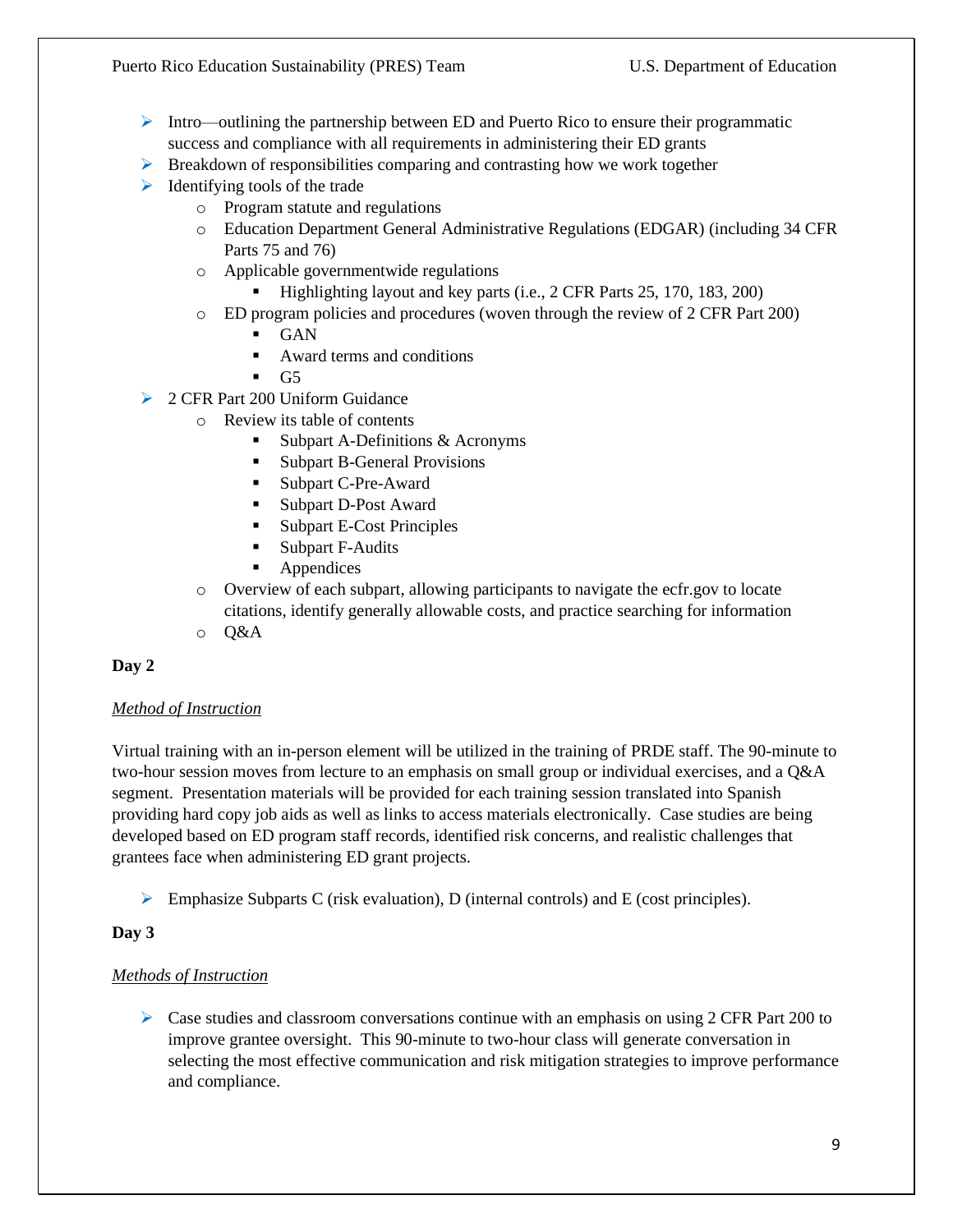- Intro—outlining the partnership between ED and Puerto Rico to ensure their programmatic success and compliance with all requirements in administering their ED grants
- Breakdown of responsibilities comparing and contrasting how we work together
- Identifying tools of the trade
  - Program statute and regulations
  - Education Department General Administrative Regulations (EDGAR) (including 34 CFR Parts 75 and 76)
  - Applicable governmentwide regulations
    - Highlighting layout and key parts (i.e., 2 CFR Parts 25, 170, 183, 200)
  - ED program policies and procedures (woven through the review of 2 CFR Part 200)
    - GAN
    - Award terms and conditions
    - G5
- 2 CFR Part 200 Uniform Guidance
  - Review its table of contents
    - Subpart A-Definitions & Acronyms
    - Subpart B-General Provisions
    - Subpart C-Pre-Award
    - Subpart D-Post Award
    - Subpart E-Cost Principles
    - Subpart F-Audits
    - Appendices
  - Overview of each subpart, allowing participants to navigate the ecfr.gov to locate citations, identify generally allowable costs, and practice searching for information
  - Q&A

**Day 2**

*Method of Instruction*

Virtual training with an in-person element will be utilized in the training of PRDE staff. The 90-minute to two-hour session moves from lecture to an emphasis on small group or individual exercises, and a Q&A segment. Presentation materials will be provided for each training session translated into Spanish providing hard copy job aids as well as links to access materials electronically. Case studies are being developed based on ED program staff records, identified risk concerns, and realistic challenges that grantees face when administering ED grant projects.

- Emphasize Subparts C (risk evaluation), D (internal controls) and E (cost principles).

**Day 3**

*Methods of Instruction*

- Case studies and classroom conversations continue with an emphasis on using 2 CFR Part 200 to improve grantee oversight. This 90-minute to two-hour class will generate conversation in selecting the most effective communication and risk mitigation strategies to improve performance and compliance.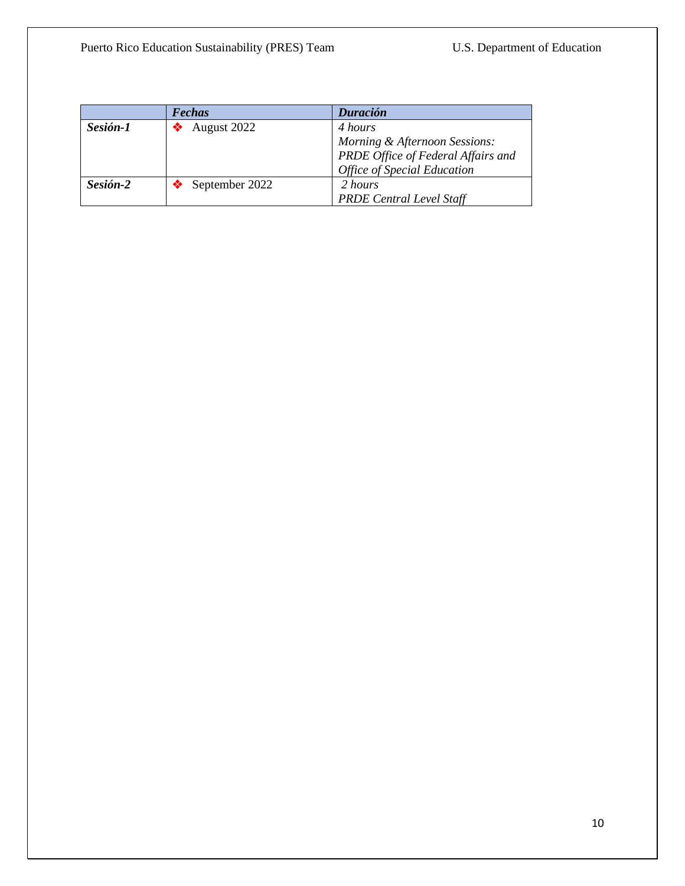| | ***Fechas*** | ***Duración*** |
|---|---|---|
| ***Sesión-1*** | ❖ August 2022 | *4 hours*<br>*Morning & Afternoon Sessions: PRDE Office of Federal Affairs and Office of Special Education* |
| ***Sesión-2*** | ❖ September 2022 | *2 hours*<br>*PRDE Central Level Staff* |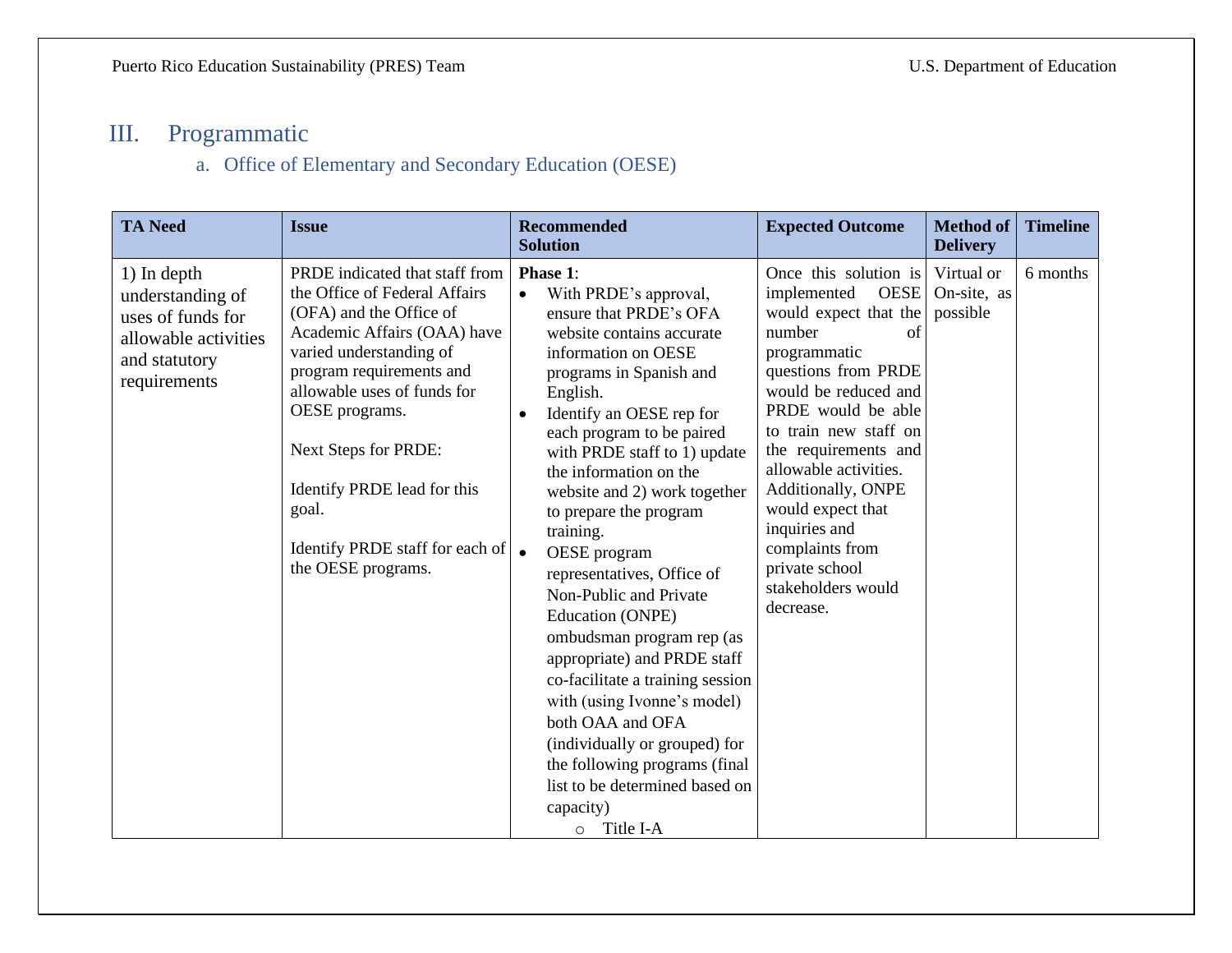# III. Programmatic

## a. Office of Elementary and Secondary Education (OESE)

| TA Need | Issue | Recommended Solution | Expected Outcome | Method of Delivery | Timeline |
|---|---|---|---|---|---|
| 1) In depth understanding of uses of funds for allowable activities and statutory requirements | PRDE indicated that staff from the Office of Federal Affairs (OFA) and the Office of Academic Affairs (OAA) have varied understanding of program requirements and allowable uses of funds for OESE programs.<br><br>Next Steps for PRDE:<br><br>Identify PRDE lead for this goal.<br><br>Identify PRDE staff for each of the OESE programs. | **Phase 1**:<br>• With PRDE's approval, ensure that PRDE's OFA website contains accurate information on OESE programs in Spanish and English.<br>• Identify an OESE rep for each program to be paired with PRDE staff to 1) update the information on the website and 2) work together to prepare the program training.<br>• OESE program representatives, Office of Non-Public and Private Education (ONPE) ombudsman program rep (as appropriate) and PRDE staff co-facilitate a training session with (using Ivonne's model) both OAA and OFA (individually or grouped) for the following programs (final list to be determined based on capacity)<br>&nbsp;&nbsp;&nbsp;&nbsp;○ Title I-A | Once this solution is implemented OESE would expect that the number of programmatic questions from PRDE would be reduced and PRDE would be able to train new staff on the requirements and allowable activities. Additionally, ONPE would expect that inquiries and complaints from private school stakeholders would decrease. | Virtual or On-site, as possible | 6 months |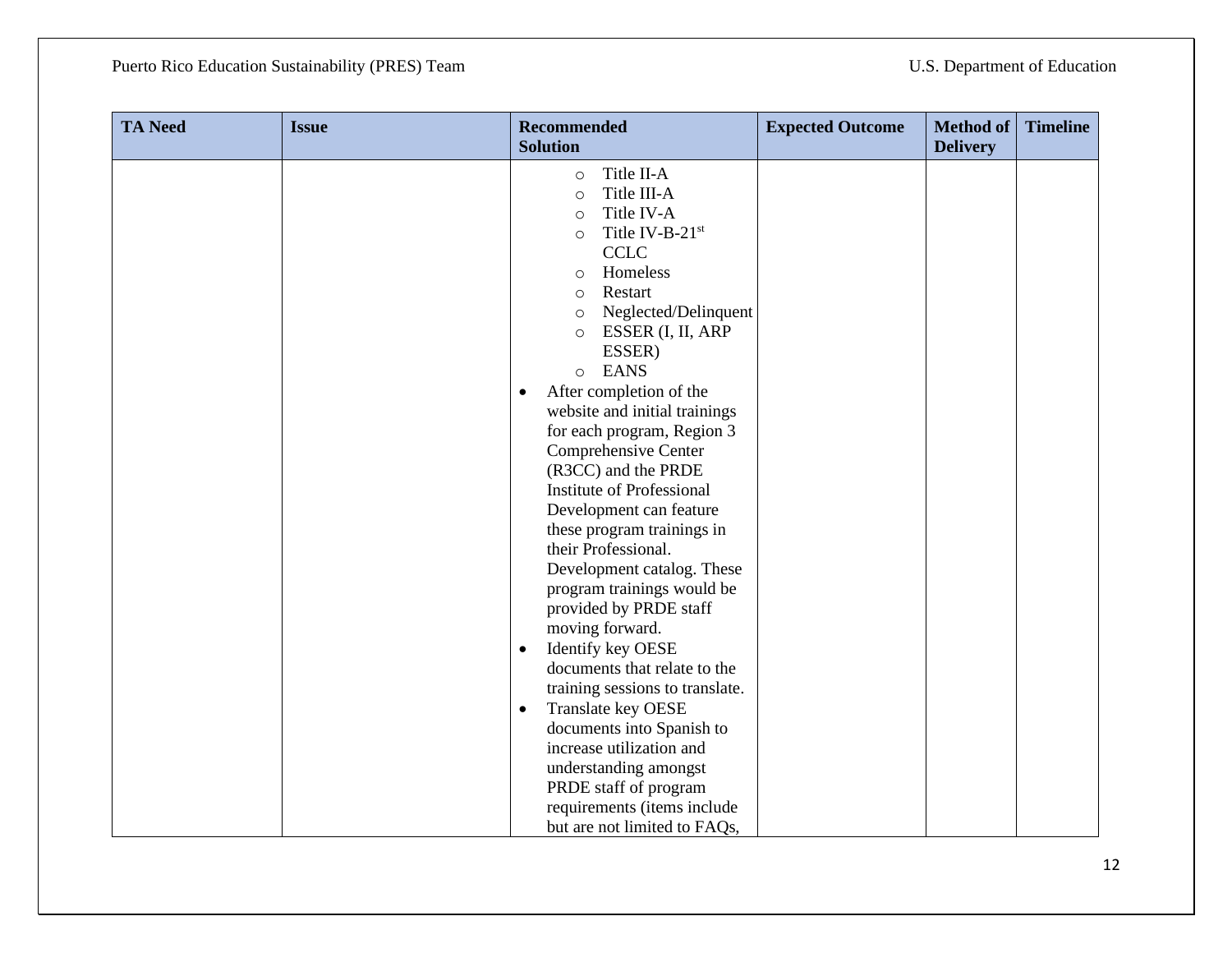| TA Need | Issue | Recommended Solution | Expected Outcome | Method of Delivery | Timeline |
|---|---|---|---|---|---|
| | | ○ Title II-A<br>○ Title III-A<br>○ Title IV-A<br>○ Title IV-B-21st CCLC<br>○ Homeless<br>○ Restart<br>○ Neglected/Delinquent<br>○ ESSER (I, II, ARP ESSER)<br>○ EANS<br>• After completion of the website and initial trainings for each program, Region 3 Comprehensive Center (R3CC) and the PRDE Institute of Professional Development can feature these program trainings in their Professional. Development catalog. These program trainings would be provided by PRDE staff moving forward.<br>• Identify key OESE documents that relate to the training sessions to translate.<br>• Translate key OESE documents into Spanish to increase utilization and understanding amongst PRDE staff of program requirements (items include but are not limited to FAQs, | | | |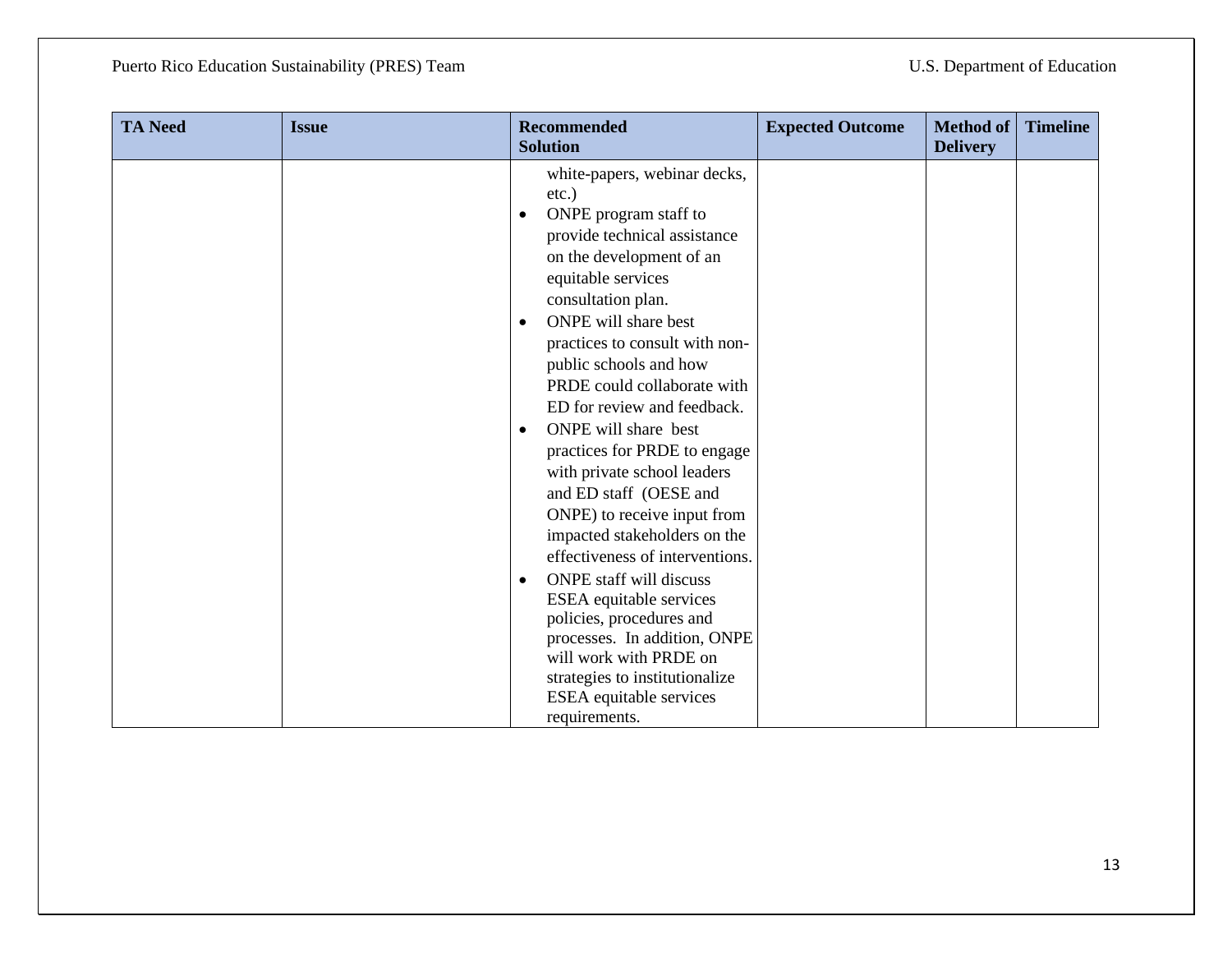| TA Need | Issue | Recommended Solution | Expected Outcome | Method of Delivery | Timeline |
|---|---|---|---|---|---|
| | | white-papers, webinar decks, etc.)<br>• ONPE program staff to provide technical assistance on the development of an equitable services consultation plan.<br>• ONPE will share best practices to consult with non-public schools and how PRDE could collaborate with ED for review and feedback.<br>• ONPE will share best practices for PRDE to engage with private school leaders and ED staff (OESE and ONPE) to receive input from impacted stakeholders on the effectiveness of interventions.<br>• ONPE staff will discuss ESEA equitable services policies, procedures and processes. In addition, ONPE will work with PRDE on strategies to institutionalize ESEA equitable services requirements. | | | |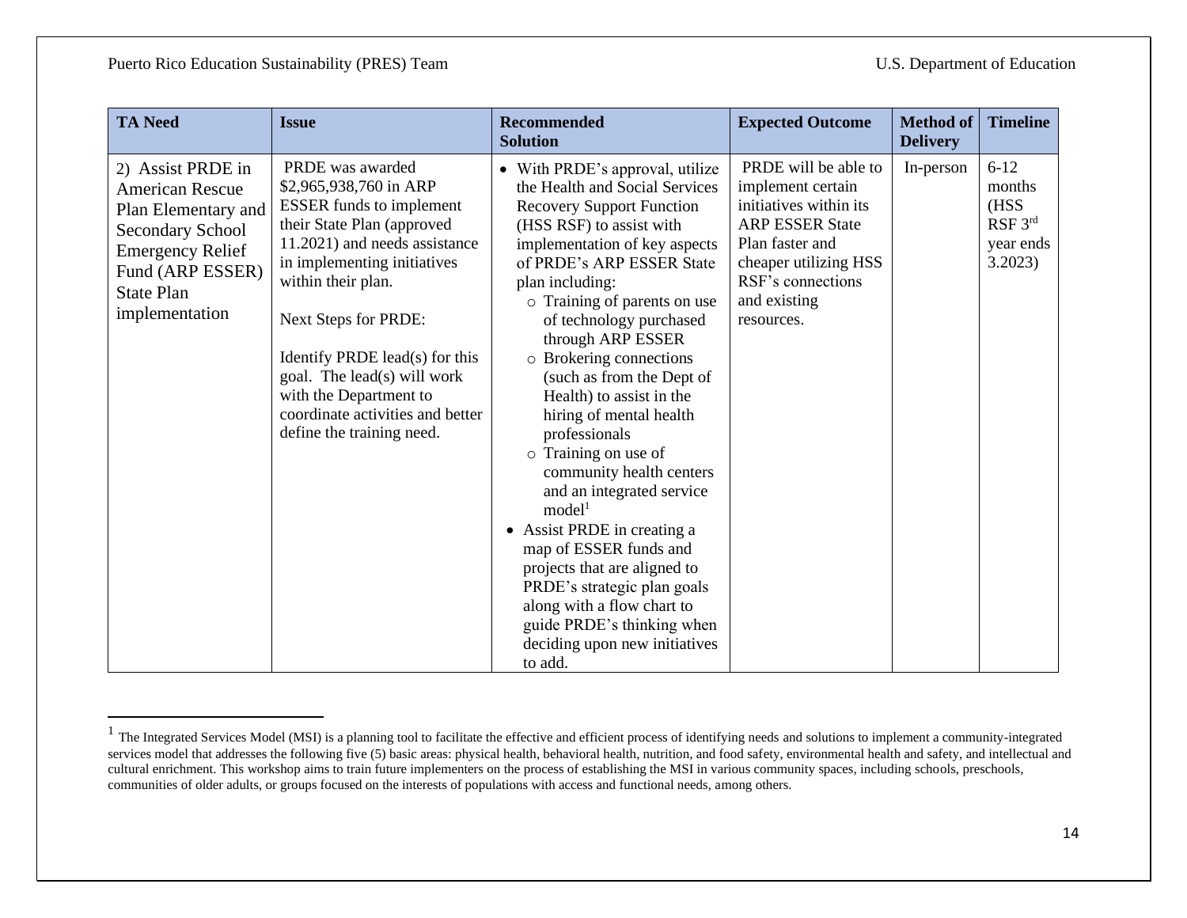| TA Need | Issue | Recommended Solution | Expected Outcome | Method of Delivery | Timeline |
|---|---|---|---|---|---|
| 2) Assist PRDE in American Rescue Plan Elementary and Secondary School Emergency Relief Fund (ARP ESSER) State Plan implementation | PRDE was awarded $2,965,938,760 in ARP ESSER funds to implement their State Plan (approved 11.2021) and needs assistance in implementing initiatives within their plan.<br><br>Next Steps for PRDE:<br><br>Identify PRDE lead(s) for this goal. The lead(s) will work with the Department to coordinate activities and better define the training need. | • With PRDE's approval, utilize the Health and Social Services Recovery Support Function (HSS RSF) to assist with implementation of key aspects of PRDE's ARP ESSER State plan including:<br>  ○ Training of parents on use of technology purchased through ARP ESSER<br>  ○ Brokering connections (such as from the Dept of Health) to assist in the hiring of mental health professionals<br>  ○ Training on use of community health centers and an integrated service model[1]<br>• Assist PRDE in creating a map of ESSER funds and projects that are aligned to PRDE's strategic plan goals along with a flow chart to guide PRDE's thinking when deciding upon new initiatives to add. | PRDE will be able to implement certain initiatives within its ARP ESSER State Plan faster and cheaper utilizing HSS RSF's connections and existing resources. | In-person | 6-12 months (HSS RSF 3rd year ends 3.2023) |

[1] The Integrated Services Model (MSI) is a planning tool to facilitate the effective and efficient process of identifying needs and solutions to implement a community-integrated services model that addresses the following five (5) basic areas: physical health, behavioral health, nutrition, and food safety, environmental health and safety, and intellectual and cultural enrichment. This workshop aims to train future implementers on the process of establishing the MSI in various community spaces, including schools, preschools, communities of older adults, or groups focused on the interests of populations with access and functional needs, among others.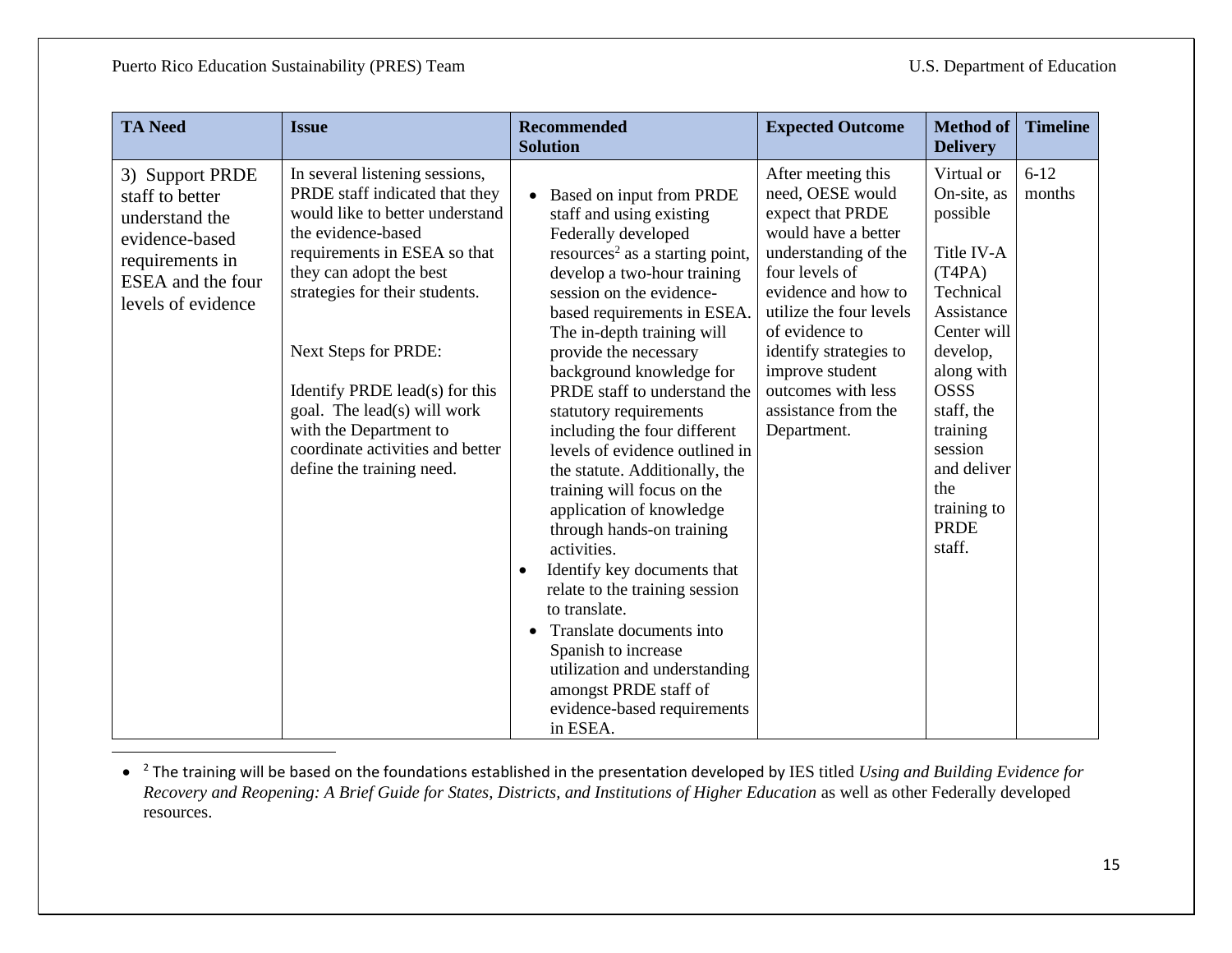| TA Need | Issue | Recommended Solution | Expected Outcome | Method of Delivery | Timeline |
|---|---|---|---|---|---|
| 3) Support PRDE staff to better understand the evidence-based requirements in ESEA and the four levels of evidence | In several listening sessions, PRDE staff indicated that they would like to better understand the evidence-based requirements in ESEA so that they can adopt the best strategies for their students.<br><br>Next Steps for PRDE:<br><br>Identify PRDE lead(s) for this goal. The lead(s) will work with the Department to coordinate activities and better define the training need. | • Based on input from PRDE staff and using existing Federally developed resources[2] as a starting point, develop a two-hour training session on the evidence-based requirements in ESEA. The in-depth training will provide the necessary background knowledge for PRDE staff to understand the statutory requirements including the four different levels of evidence outlined in the statute. Additionally, the training will focus on the application of knowledge through hands-on training activities.<br>• Identify key documents that relate to the training session to translate.<br>• Translate documents into Spanish to increase utilization and understanding amongst PRDE staff of evidence-based requirements in ESEA. | After meeting this need, OESE would expect that PRDE would have a better understanding of the four levels of evidence and how to utilize the four levels of evidence to identify strategies to improve student outcomes with less assistance from the Department. | Virtual or On-site, as possible<br><br>Title IV-A (T4PA) Technical Assistance Center will develop, along with OSSS staff, the training session and deliver the training to PRDE staff. | 6-12 months |

[2] The training will be based on the foundations established in the presentation developed by IES titled *Using and Building Evidence for Recovery and Reopening: A Brief Guide for States, Districts, and Institutions of Higher Education* as well as other Federally developed resources.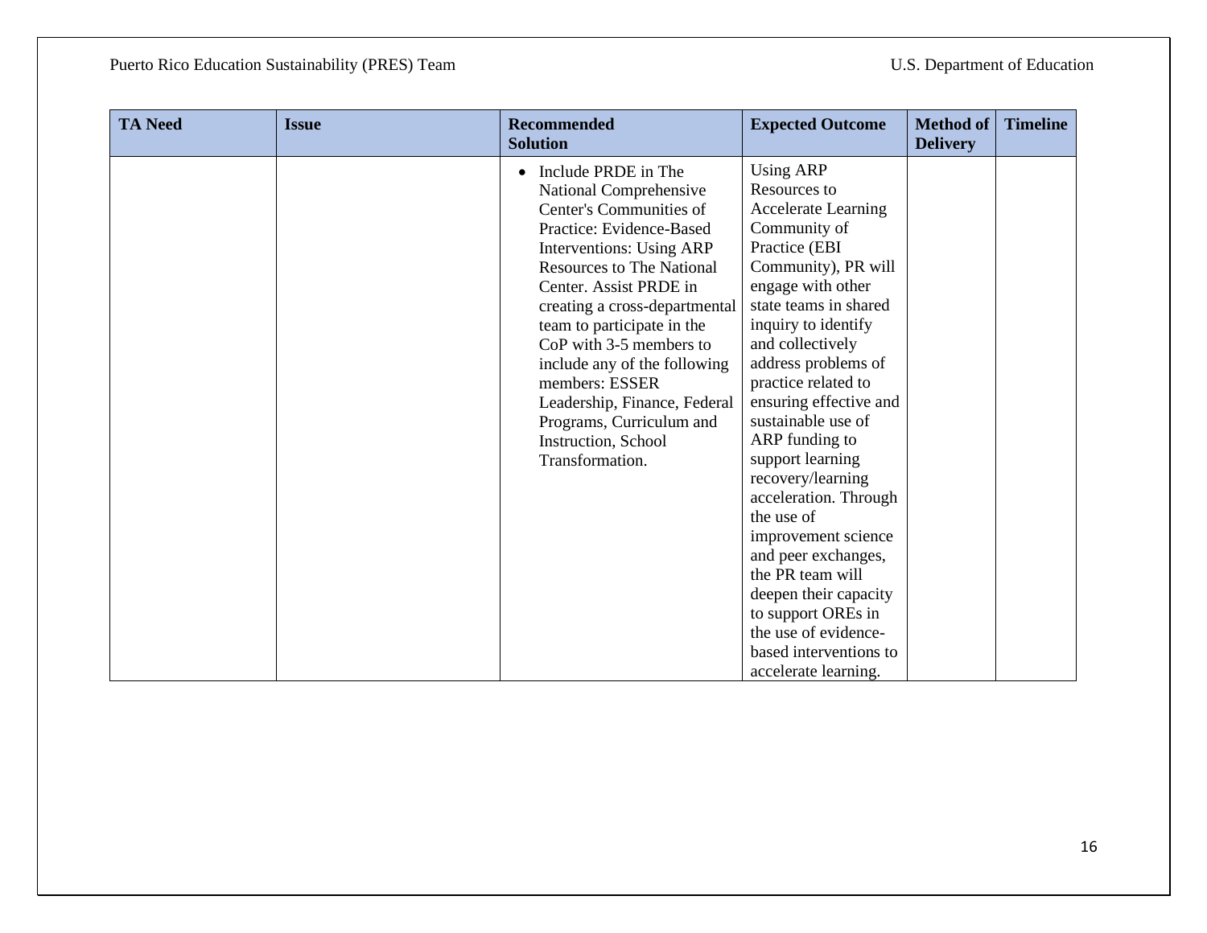| TA Need | Issue | Recommended Solution | Expected Outcome | Method of Delivery | Timeline |
|---|---|---|---|---|---|
| | | • Include PRDE in The National Comprehensive Center's Communities of Practice: Evidence-Based Interventions: Using ARP Resources to The National Center. Assist PRDE in creating a cross-departmental team to participate in the CoP with 3-5 members to include any of the following members: ESSER Leadership, Finance, Federal Programs, Curriculum and Instruction, School Transformation. | Using ARP Resources to Accelerate Learning Community of Practice (EBI Community), PR will engage with other state teams in shared inquiry to identify and collectively address problems of practice related to ensuring effective and sustainable use of ARP funding to support learning recovery/learning acceleration. Through the use of improvement science and peer exchanges, the PR team will deepen their capacity to support OREs in the use of evidence-based interventions to accelerate learning. | | |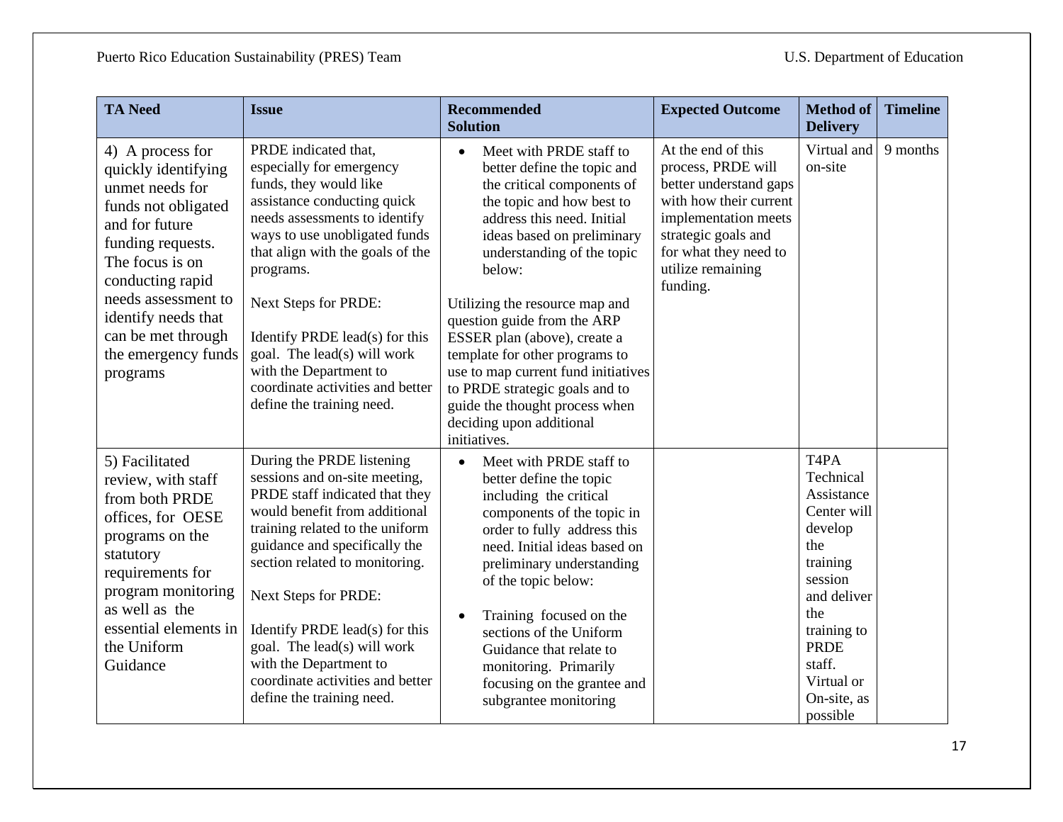| TA Need | Issue | Recommended Solution | Expected Outcome | Method of Delivery | Timeline |
|---|---|---|---|---|---|
| 4) A process for quickly identifying unmet needs for funds not obligated and for future funding requests. The focus is on conducting rapid needs assessment to identify needs that can be met through the emergency funds programs | PRDE indicated that, especially for emergency funds, they would like assistance conducting quick needs assessments to identify ways to use unobligated funds that align with the goals of the programs.<br><br>Next Steps for PRDE:<br><br>Identify PRDE lead(s) for this goal. The lead(s) will work with the Department to coordinate activities and better define the training need. | • Meet with PRDE staff to better define the topic and the critical components of the topic and how best to address this need. Initial ideas based on preliminary understanding of the topic below:<br><br>Utilizing the resource map and question guide from the ARP ESSER plan (above), create a template for other programs to use to map current fund initiatives to PRDE strategic goals and to guide the thought process when deciding upon additional initiatives. | At the end of this process, PRDE will better understand gaps with how their current implementation meets strategic goals and for what they need to utilize remaining funding. | Virtual and on-site | 9 months |
| 5) Facilitated review, with staff from both PRDE offices, for OESE programs on the statutory requirements for program monitoring as well as the essential elements in the Uniform Guidance | During the PRDE listening sessions and on-site meeting, PRDE staff indicated that they would benefit from additional training related to the uniform guidance and specifically the section related to monitoring.<br><br>Next Steps for PRDE:<br><br>Identify PRDE lead(s) for this goal. The lead(s) will work with the Department to coordinate activities and better define the training need. | • Meet with PRDE staff to better define the topic including the critical components of the topic in order to fully address this need. Initial ideas based on preliminary understanding of the topic below:<br><br>• Training focused on the sections of the Uniform Guidance that relate to monitoring. Primarily focusing on the grantee and subgrantee monitoring | | T4PA Technical Assistance Center will develop the training session and deliver the training to PRDE staff. Virtual or On-site, as possible | |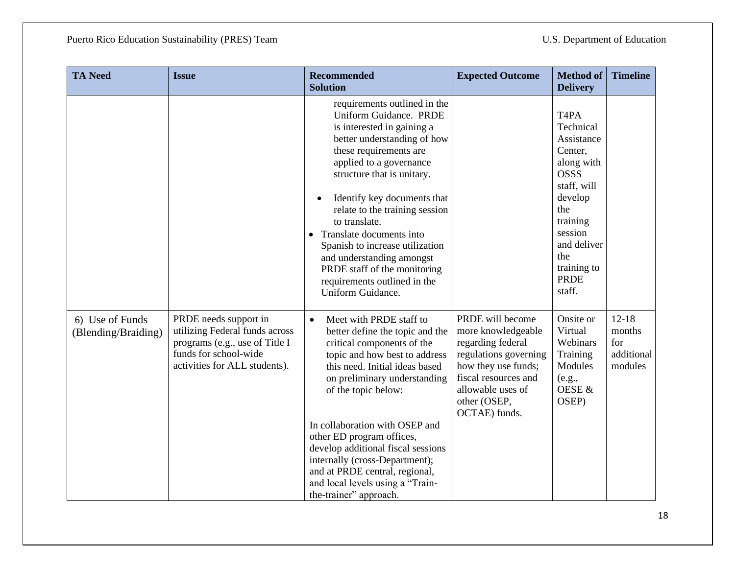| TA Need | Issue | Recommended Solution | Expected Outcome | Method of Delivery | Timeline |
|---|---|---|---|---|---|
| | | requirements outlined in the Uniform Guidance. PRDE is interested in gaining a better understanding of how these requirements are applied to a governance structure that is unitary.<br><br>• Identify key documents that relate to the training session to translate.<br>• Translate documents into Spanish to increase utilization and understanding amongst PRDE staff of the monitoring requirements outlined in the Uniform Guidance. | | T4PA Technical Assistance Center, along with OSSS staff, will develop the training session and deliver the training to PRDE staff. | |
| 6) Use of Funds (Blending/Braiding) | PRDE needs support in utilizing Federal funds across programs (e.g., use of Title I funds for school-wide activities for ALL students). | • Meet with PRDE staff to better define the topic and the critical components of the topic and how best to address this need. Initial ideas based on preliminary understanding of the topic below:<br><br>In collaboration with OSEP and other ED program offices, develop additional fiscal sessions internally (cross-Department); and at PRDE central, regional, and local levels using a "Train-the-trainer" approach. | PRDE will become more knowledgeable regarding federal regulations governing how they use funds; fiscal resources and allowable uses of other (OSEP, OCTAE) funds. | Onsite or Virtual Webinars Training Modules (e.g., OESE & OSEP) | 12-18 months for additional modules |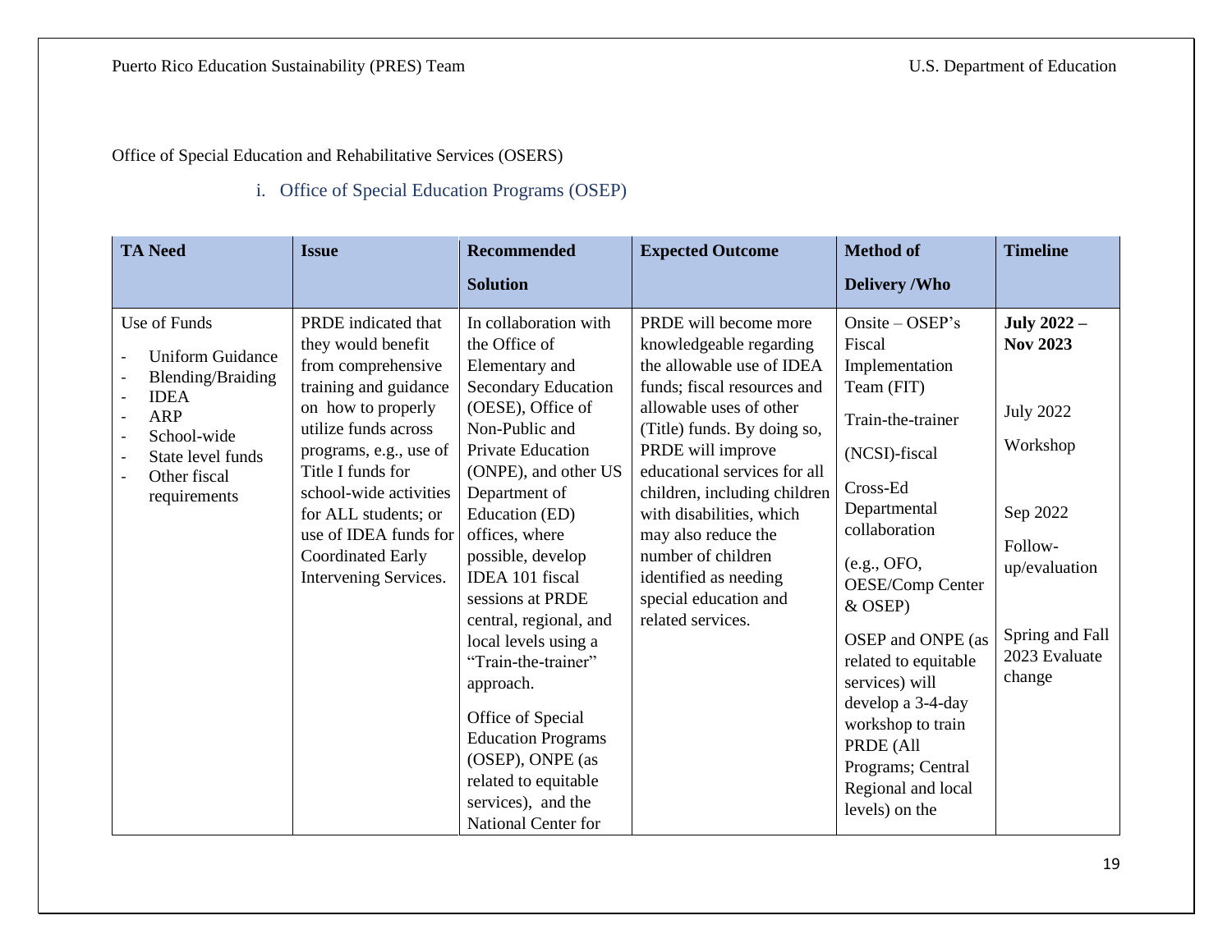Office of Special Education and Rehabilitative Services (OSERS)

i. Office of Special Education Programs (OSEP)

| TA Need | Issue | Recommended Solution | Expected Outcome | Method of Delivery /Who | Timeline |
|---|---|---|---|---|---|
| Use of Funds<br>- Uniform Guidance<br>- Blending/Braiding<br>- IDEA<br>- ARP<br>- School-wide<br>- State level funds<br>- Other fiscal requirements | PRDE indicated that they would benefit from comprehensive training and guidance on how to properly utilize funds across programs, e.g., use of Title I funds for school-wide activities for ALL students; or use of IDEA funds for Coordinated Early Intervening Services. | In collaboration with the Office of Elementary and Secondary Education (OESE), Office of Non-Public and Private Education (ONPE), and other US Department of Education (ED) offices, where possible, develop IDEA 101 fiscal sessions at PRDE central, regional, and local levels using a "Train-the-trainer" approach.<br><br>Office of Special Education Programs (OSEP), ONPE (as related to equitable services), and the National Center for | PRDE will become more knowledgeable regarding the allowable use of IDEA funds; fiscal resources and allowable uses of other (Title) funds. By doing so, PRDE will improve educational services for all children, including children with disabilities, which may also reduce the number of children identified as needing special education and related services. | Onsite – OSEP's Fiscal Implementation Team (FIT)<br><br>Train-the-trainer<br><br>(NCSI)-fiscal<br><br>Cross-Ed Departmental collaboration<br><br>(e.g., OFO, OESE/Comp Center & OSEP)<br><br>OSEP and ONPE (as related to equitable services) will develop a 3-4-day workshop to train PRDE (All Programs; Central Regional and local levels) on the | **July 2022 – Nov 2023**<br><br>July 2022<br><br>Workshop<br><br>Sep 2022<br><br>Follow-up/evaluation<br><br>Spring and Fall 2023 Evaluate change |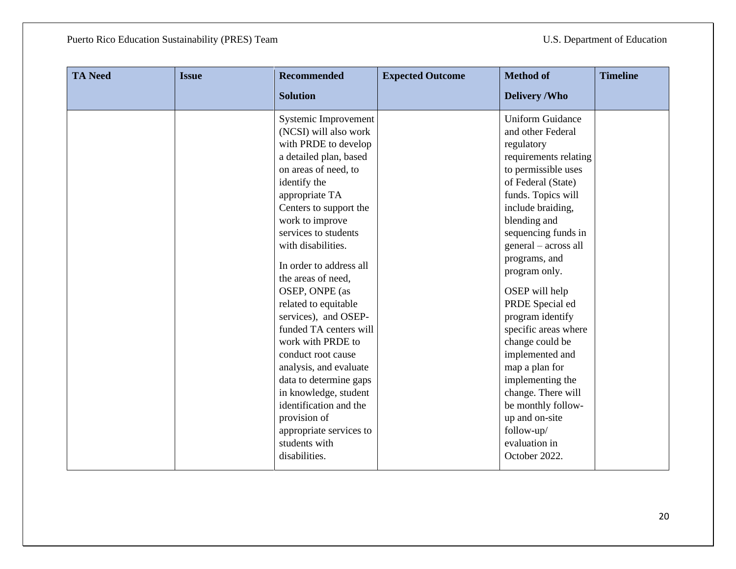| TA Need | Issue | Recommended Solution | Expected Outcome | Method of Delivery /Who | Timeline |
|---|---|---|---|---|---|
| | | Systemic Improvement (NCSI) will also work with PRDE to develop a detailed plan, based on areas of need, to identify the appropriate TA Centers to support the work to improve services to students with disabilities.<br><br>In order to address all the areas of need, OSEP, ONPE (as related to equitable services), and OSEP-funded TA centers will work with PRDE to conduct root cause analysis, and evaluate data to determine gaps in knowledge, student identification and the provision of appropriate services to students with disabilities. | | Uniform Guidance and other Federal regulatory requirements relating to permissible uses of Federal (State) funds. Topics will include braiding, blending and sequencing funds in general – across all programs, and program only.<br><br>OSEP will help PRDE Special ed program identify specific areas where change could be implemented and map a plan for implementing the change. There will be monthly follow-up and on-site follow-up/ evaluation in October 2022. | |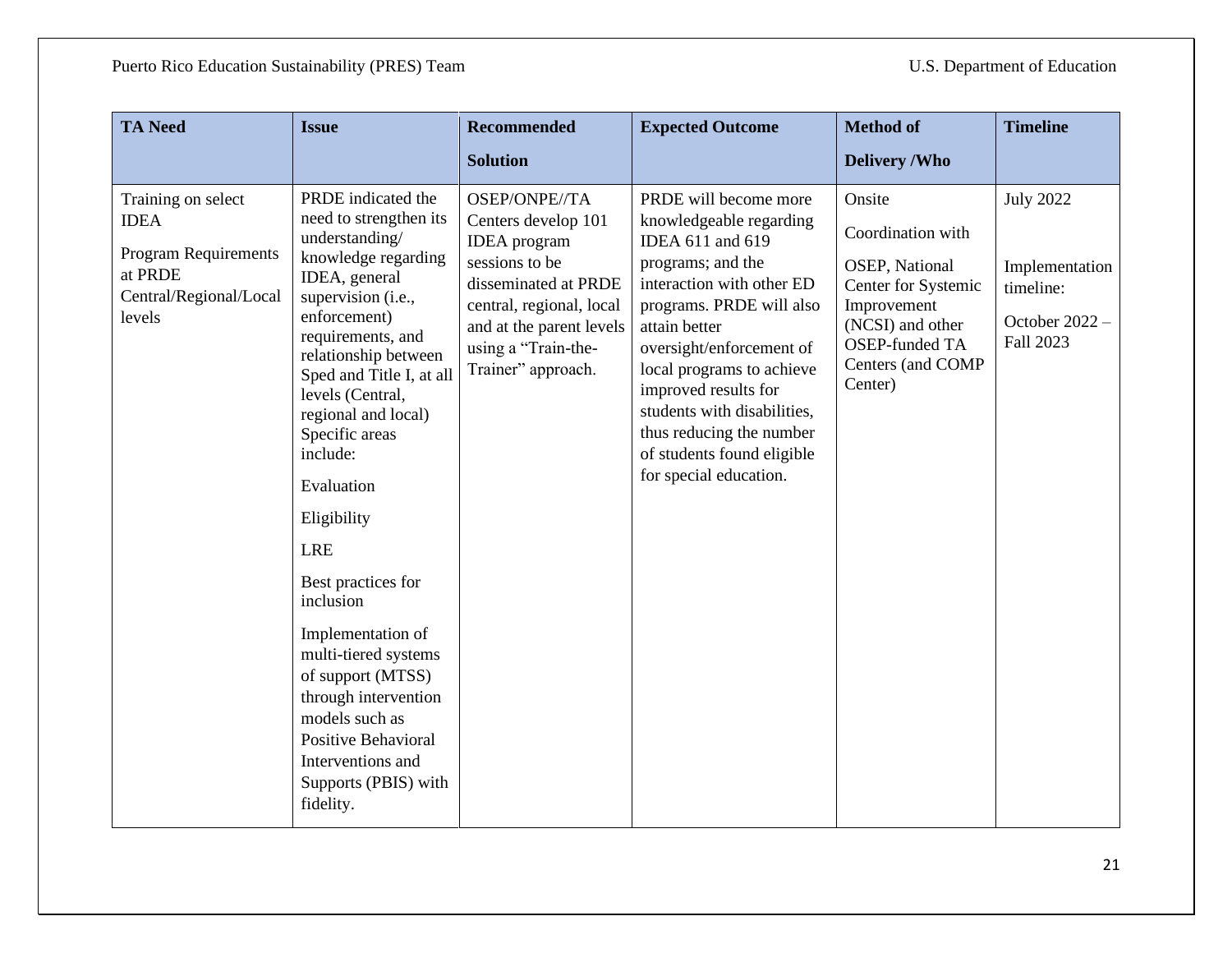| TA Need | Issue | Recommended Solution | Expected Outcome | Method of Delivery /Who | Timeline |
|---|---|---|---|---|---|
| Training on select IDEA<br><br>Program Requirements at PRDE Central/Regional/Local levels | PRDE indicated the need to strengthen its understanding/ knowledge regarding IDEA, general supervision (i.e., enforcement) requirements, and relationship between Sped and Title I, at all levels (Central, regional and local) Specific areas include:<br><br>Evaluation<br><br>Eligibility<br><br>LRE<br><br>Best practices for inclusion<br><br>Implementation of multi-tiered systems of support (MTSS) through intervention models such as Positive Behavioral Interventions and Supports (PBIS) with fidelity. | OSEP/ONPE//TA Centers develop 101 IDEA program sessions to be disseminated at PRDE central, regional, local and at the parent levels using a "Train-the-Trainer" approach. | PRDE will become more knowledgeable regarding IDEA 611 and 619 programs; and the interaction with other ED programs. PRDE will also attain better oversight/enforcement of local programs to achieve improved results for students with disabilities, thus reducing the number of students found eligible for special education. | Onsite<br><br>Coordination with<br><br>OSEP, National Center for Systemic Improvement (NCSI) and other OSEP-funded TA Centers (and COMP Center) | July 2022<br><br>Implementation timeline:<br><br>October 2022 – Fall 2023 |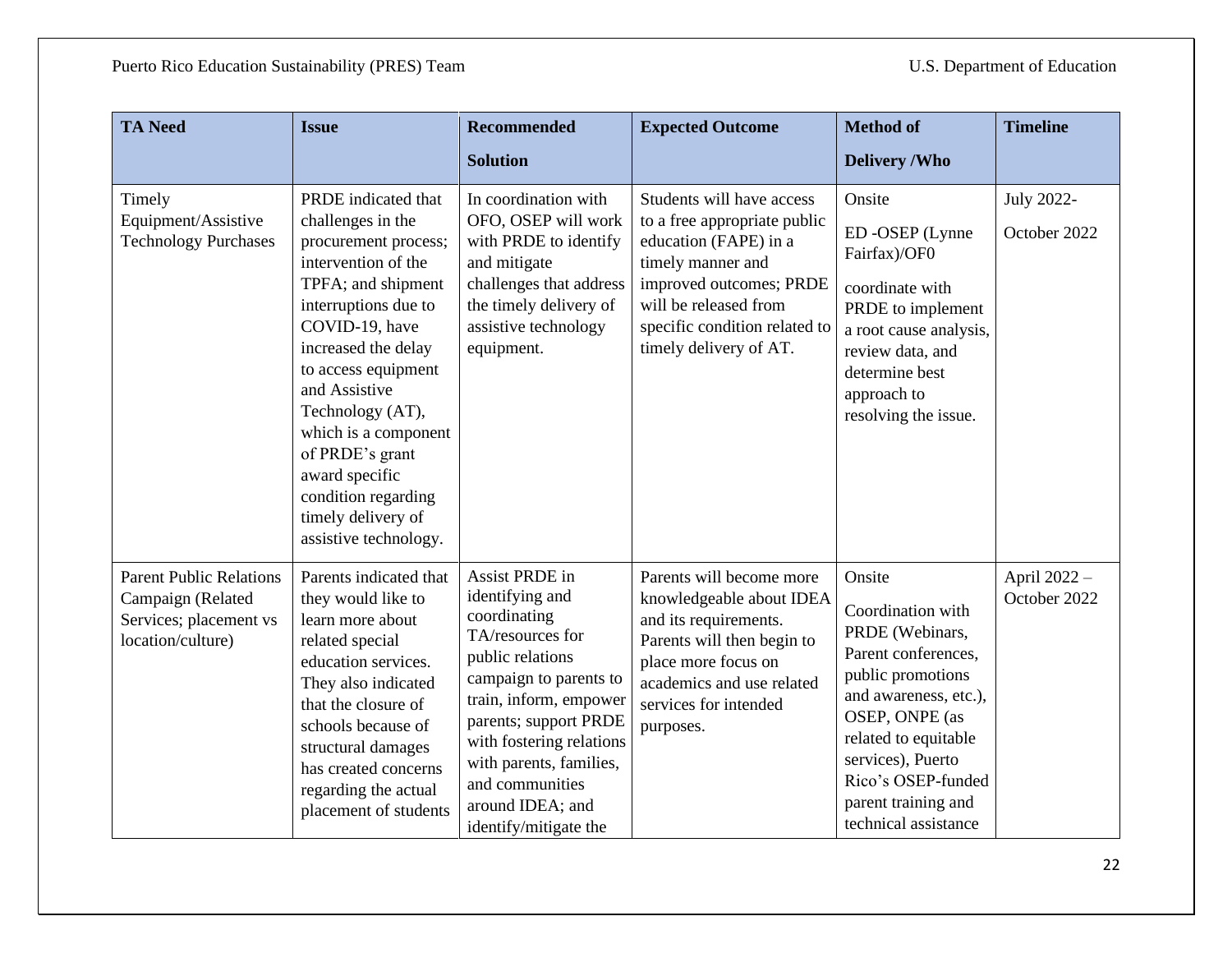| TA Need | Issue | Recommended Solution | Expected Outcome | Method of Delivery /Who | Timeline |
|---|---|---|---|---|---|
| Timely Equipment/Assistive Technology Purchases | PRDE indicated that challenges in the procurement process; intervention of the TPFA; and shipment interruptions due to COVID-19, have increased the delay to access equipment and Assistive Technology (AT), which is a component of PRDE's grant award specific condition regarding timely delivery of assistive technology. | In coordination with OFO, OSEP will work with PRDE to identify and mitigate challenges that address the timely delivery of assistive technology equipment. | Students will have access to a free appropriate public education (FAPE) in a timely manner and improved outcomes; PRDE will be released from specific condition related to timely delivery of AT. | Onsite<br>ED -OSEP (Lynne Fairfax)/OF0<br>coordinate with PRDE to implement a root cause analysis, review data, and determine best approach to resolving the issue. | July 2022-<br>October 2022 |
| Parent Public Relations Campaign (Related Services; placement vs location/culture) | Parents indicated that they would like to learn more about related special education services. They also indicated that the closure of schools because of structural damages has created concerns regarding the actual placement of students | Assist PRDE in identifying and coordinating TA/resources for public relations campaign to parents to train, inform, empower parents; support PRDE with fostering relations with parents, families, and communities around IDEA; and identify/mitigate the | Parents will become more knowledgeable about IDEA and its requirements. Parents will then begin to place more focus on academics and use related services for intended purposes. | Onsite<br>Coordination with PRDE (Webinars, Parent conferences, public promotions and awareness, etc.), OSEP, ONPE (as related to equitable services), Puerto Rico's OSEP-funded parent training and technical assistance | April 2022 – October 2022 |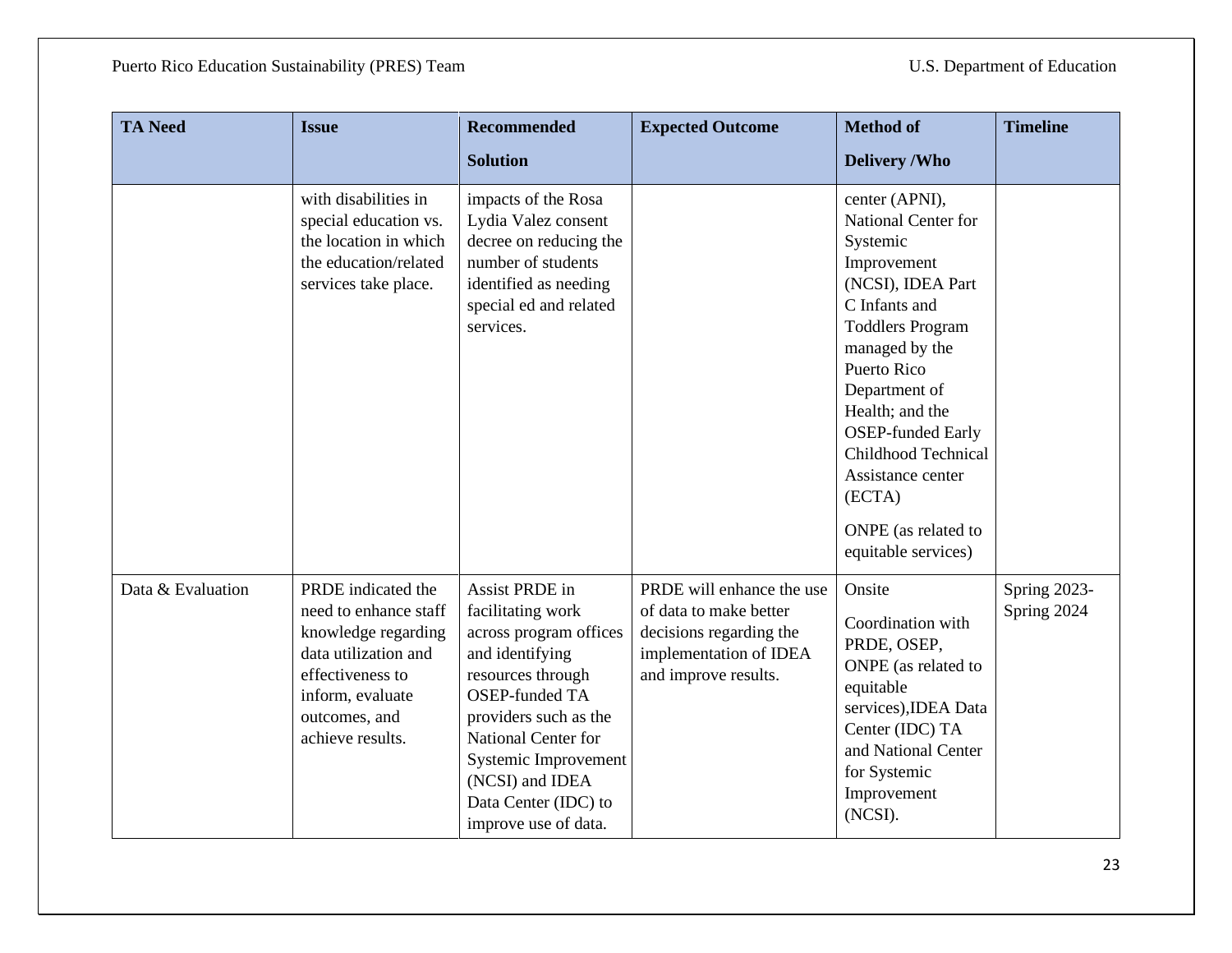| TA Need | Issue | Recommended Solution | Expected Outcome | Method of Delivery /Who | Timeline |
|---|---|---|---|---|---|
| | with disabilities in special education vs. the location in which the education/related services take place. | impacts of the Rosa Lydia Valez consent decree on reducing the number of students identified as needing special ed and related services. | | center (APNI), National Center for Systemic Improvement (NCSI), IDEA Part C Infants and Toddlers Program managed by the Puerto Rico Department of Health; and the OSEP-funded Early Childhood Technical Assistance center (ECTA)<br><br>ONPE (as related to equitable services) | |
| Data & Evaluation | PRDE indicated the need to enhance staff knowledge regarding data utilization and effectiveness to inform, evaluate outcomes, and achieve results. | Assist PRDE in facilitating work across program offices and identifying resources through OSEP-funded TA providers such as the National Center for Systemic Improvement (NCSI) and IDEA Data Center (IDC) to improve use of data. | PRDE will enhance the use of data to make better decisions regarding the implementation of IDEA and improve results. | Onsite<br><br>Coordination with PRDE, OSEP, ONPE (as related to equitable services),IDEA Data Center (IDC) TA and National Center for Systemic Improvement (NCSI). | Spring 2023-Spring 2024 |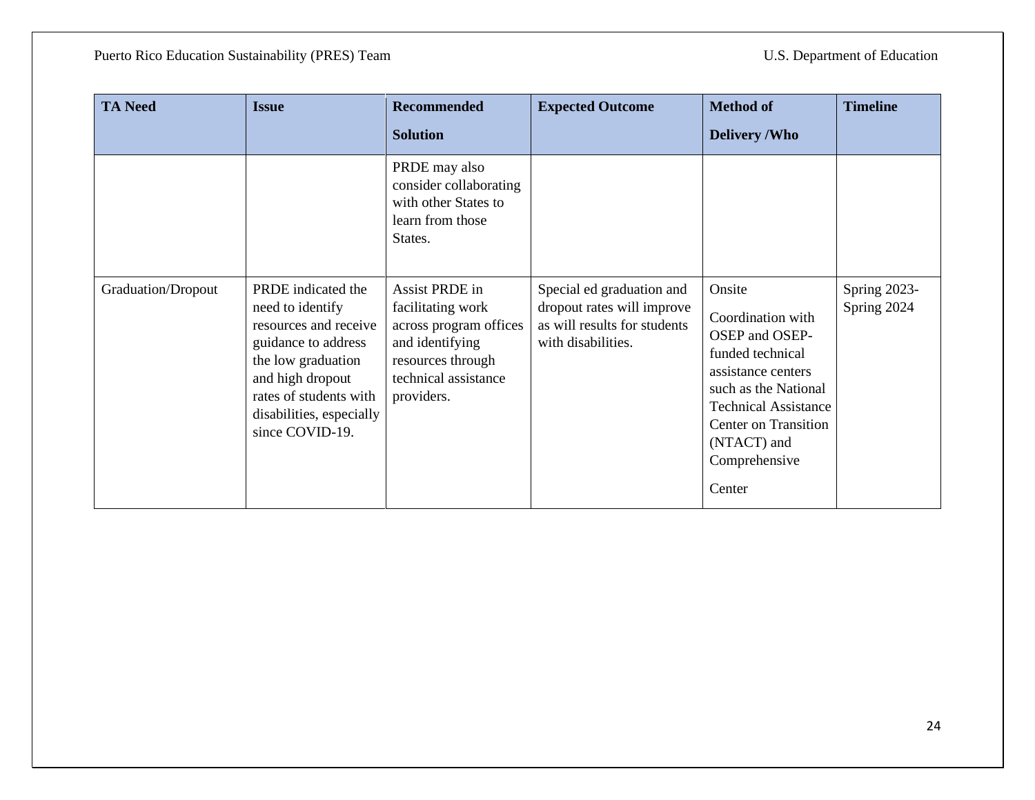| TA Need | Issue | Recommended Solution | Expected Outcome | Method of Delivery /Who | Timeline |
|---|---|---|---|---|---|
| | | PRDE may also consider collaborating with other States to learn from those States. | | | |
| Graduation/Dropout | PRDE indicated the need to identify resources and receive guidance to address the low graduation and high dropout rates of students with disabilities, especially since COVID-19. | Assist PRDE in facilitating work across program offices and identifying resources through technical assistance providers. | Special ed graduation and dropout rates will improve as will results for students with disabilities. | Onsite<br><br>Coordination with OSEP and OSEP-funded technical assistance centers such as the National Technical Assistance Center on Transition (NTACT) and Comprehensive Center | Spring 2023-Spring 2024 |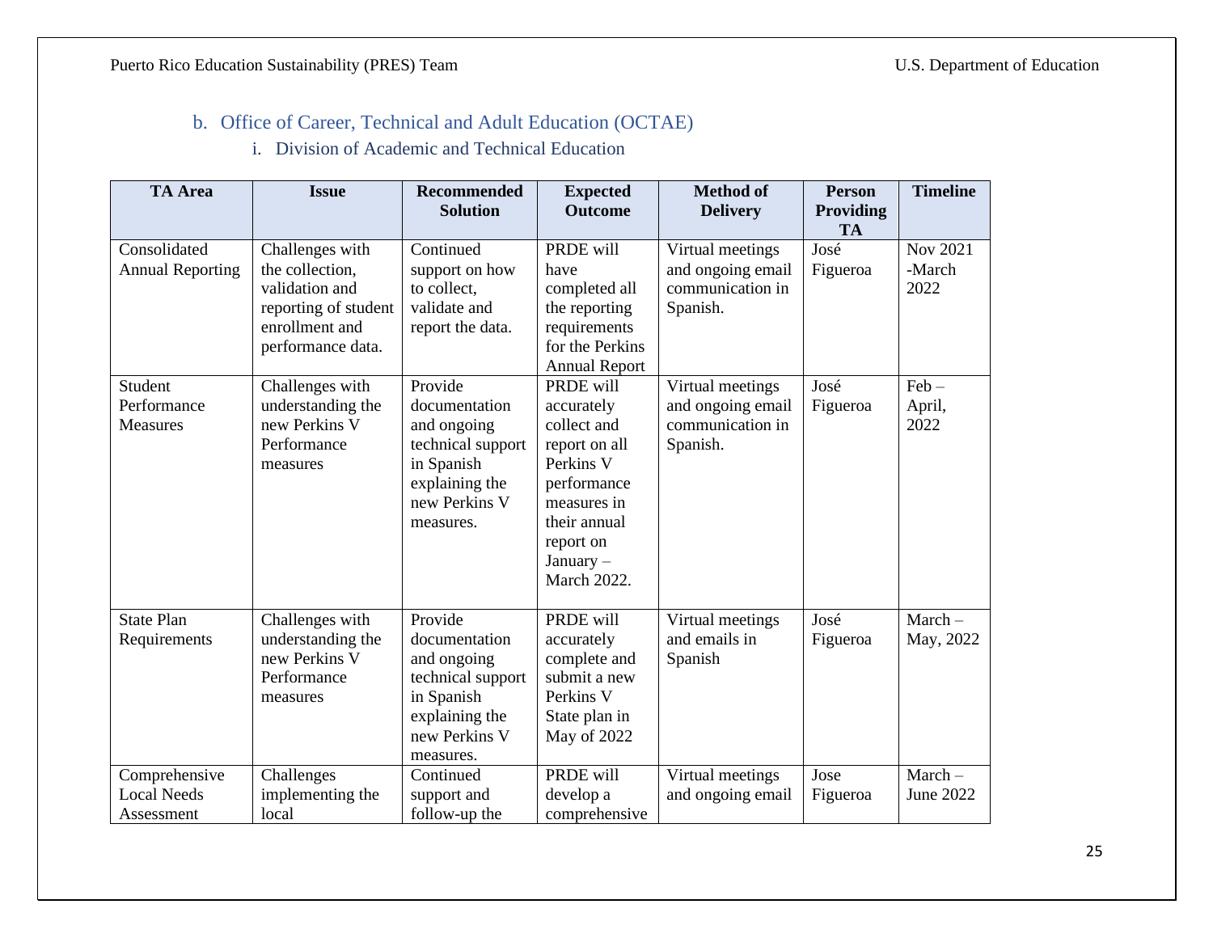## b. Office of Career, Technical and Adult Education (OCTAE)

### i. Division of Academic and Technical Education

| TA Area | Issue | Recommended Solution | Expected Outcome | Method of Delivery | Person Providing TA | Timeline |
|---|---|---|---|---|---|---|
| Consolidated Annual Reporting | Challenges with the collection, validation and reporting of student enrollment and performance data. | Continued support on how to collect, validate and report the data. | PRDE will have completed all the reporting requirements for the Perkins Annual Report | Virtual meetings and ongoing email communication in Spanish. | José Figueroa | Nov 2021 -March 2022 |
| Student Performance Measures | Challenges with understanding the new Perkins V Performance measures | Provide documentation and ongoing technical support in Spanish explaining the new Perkins V measures. | PRDE will accurately collect and report on all Perkins V performance measures in their annual report on January – March 2022. | Virtual meetings and ongoing email communication in Spanish. | José Figueroa | Feb – April, 2022 |
| State Plan Requirements | Challenges with understanding the new Perkins V Performance measures | Provide documentation and ongoing technical support in Spanish explaining the new Perkins V measures. | PRDE will accurately complete and submit a new Perkins V State plan in May of 2022 | Virtual meetings and emails in Spanish | José Figueroa | March – May, 2022 |
| Comprehensive Local Needs Assessment | Challenges implementing the local | Continued support and follow-up the | PRDE will develop a comprehensive | Virtual meetings and ongoing email | Jose Figueroa | March – June 2022 |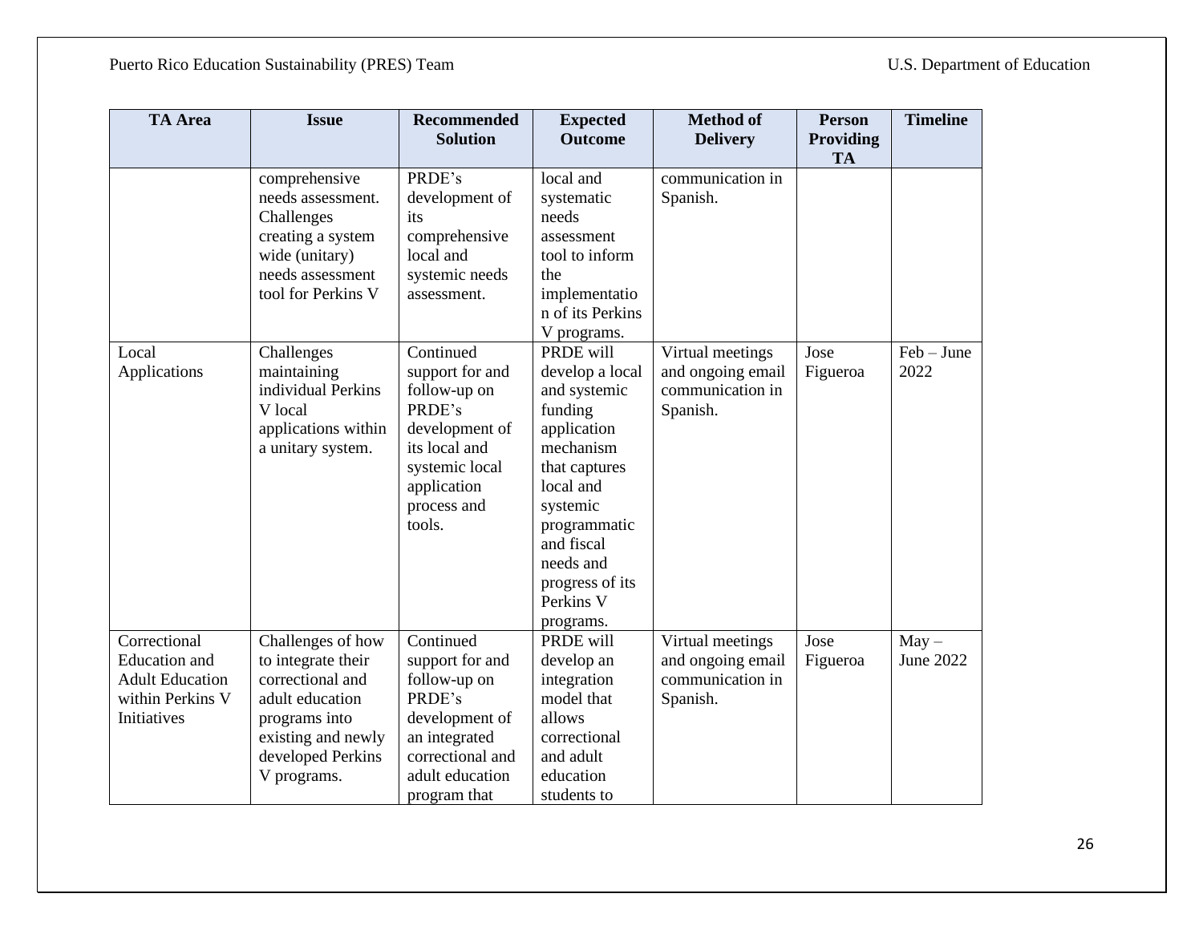| TA Area | Issue | Recommended Solution | Expected Outcome | Method of Delivery | Person Providing TA | Timeline |
|---|---|---|---|---|---|---|
| | comprehensive needs assessment. Challenges creating a system wide (unitary) needs assessment tool for Perkins V | PRDE's development of its comprehensive local and systemic needs assessment. | local and systematic needs assessment tool to inform the implementation of its Perkins V programs. | communication in Spanish. | | |
| Local Applications | Challenges maintaining individual Perkins V local applications within a unitary system. | Continued support for and follow-up on PRDE's development of its local and systemic local application process and tools. | PRDE will develop a local and systemic funding application mechanism that captures local and systemic programmatic and fiscal needs and progress of its Perkins V programs. | Virtual meetings and ongoing email communication in Spanish. | Jose Figueroa | Feb – June 2022 |
| Correctional Education and Adult Education within Perkins V Initiatives | Challenges of how to integrate their correctional and adult education programs into existing and newly developed Perkins V programs. | Continued support for and follow-up on PRDE's development of an integrated correctional and adult education program that | PRDE will develop an integration model that allows correctional and adult education students to | Virtual meetings and ongoing email communication in Spanish. | Jose Figueroa | May – June 2022 |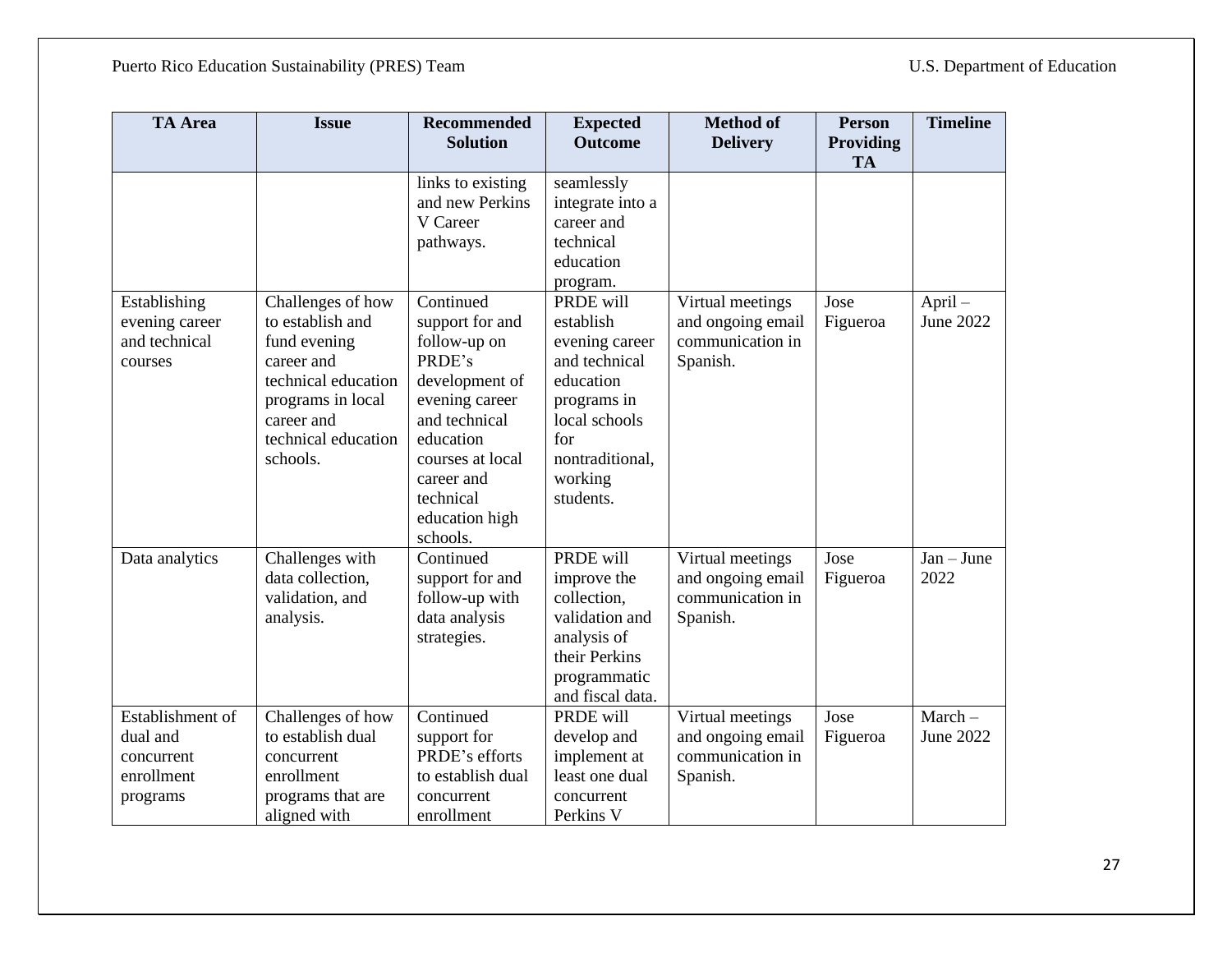| TA Area | Issue | Recommended Solution | Expected Outcome | Method of Delivery | Person Providing TA | Timeline |
|---|---|---|---|---|---|---|
| | | links to existing and new Perkins V Career pathways. | seamlessly integrate into a career and technical education program. | | | |
| Establishing evening career and technical courses | Challenges of how to establish and fund evening career and technical education programs in local career and technical education schools. | Continued support for and follow-up on PRDE's development of evening career and technical education courses at local career and technical education high schools. | PRDE will establish evening career and technical education programs in local schools for nontraditional, working students. | Virtual meetings and ongoing email communication in Spanish. | Jose Figueroa | April – June 2022 |
| Data analytics | Challenges with data collection, validation, and analysis. | Continued support for and follow-up with data analysis strategies. | PRDE will improve the collection, validation and analysis of their Perkins programmatic and fiscal data. | Virtual meetings and ongoing email communication in Spanish. | Jose Figueroa | Jan – June 2022 |
| Establishment of dual and concurrent enrollment programs | Challenges of how to establish dual concurrent enrollment programs that are aligned with | Continued support for PRDE's efforts to establish dual concurrent enrollment | PRDE will develop and implement at least one dual concurrent Perkins V | Virtual meetings and ongoing email communication in Spanish. | Jose Figueroa | March – June 2022 |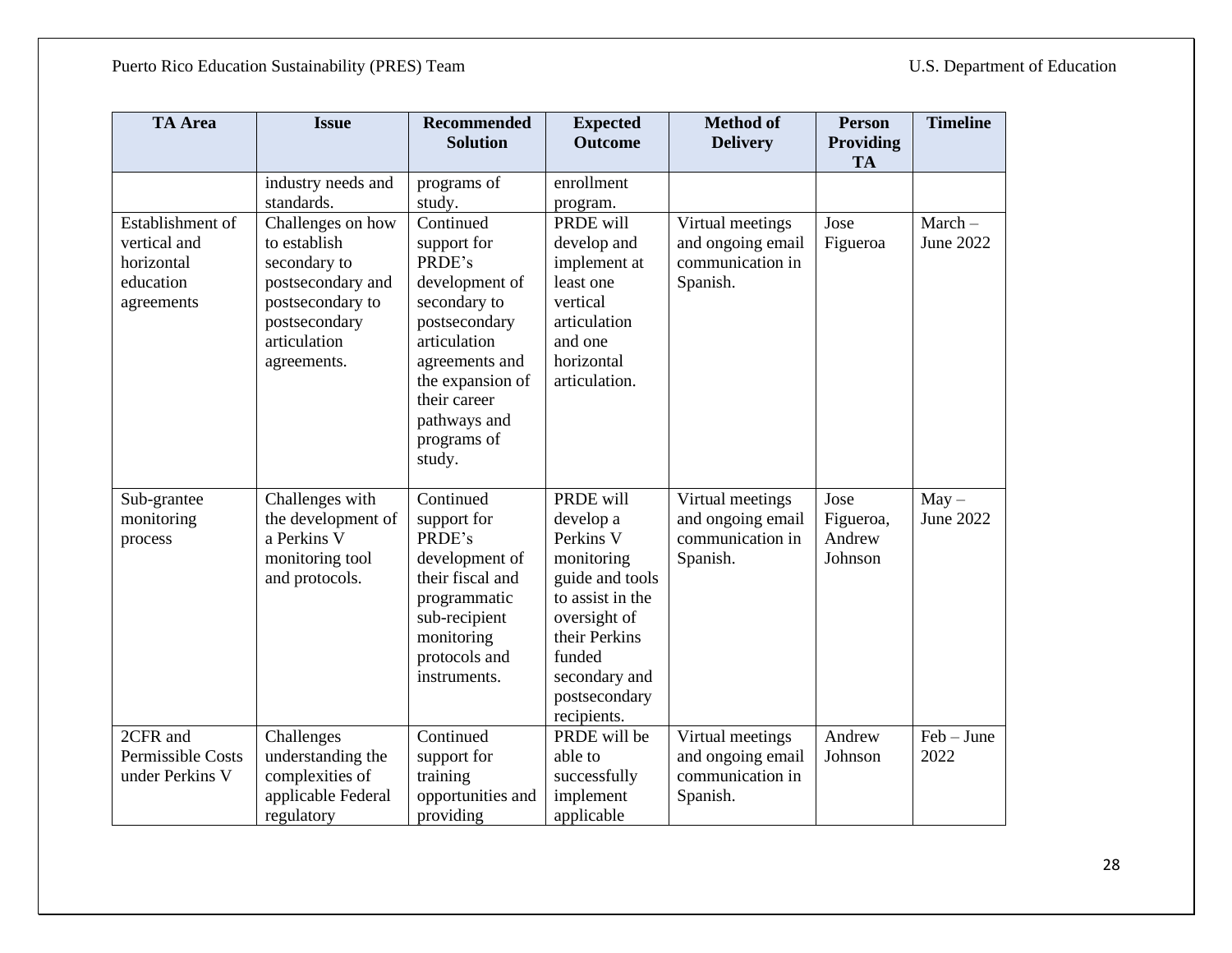| TA Area | Issue | Recommended Solution | Expected Outcome | Method of Delivery | Person Providing TA | Timeline |
|---|---|---|---|---|---|---|
| | industry needs and standards. | programs of study. | enrollment program. | | | |
| Establishment of vertical and horizontal education agreements | Challenges on how to establish secondary to postsecondary and postsecondary to postsecondary articulation agreements. | Continued support for PRDE's development of secondary to postsecondary articulation agreements and the expansion of their career pathways and programs of study. | PRDE will develop and implement at least one vertical articulation and one horizontal articulation. | Virtual meetings and ongoing email communication in Spanish. | Jose Figueroa | March – June 2022 |
| Sub-grantee monitoring process | Challenges with the development of a Perkins V monitoring tool and protocols. | Continued support for PRDE's development of their fiscal and programmatic sub-recipient monitoring protocols and instruments. | PRDE will develop a Perkins V monitoring guide and tools to assist in the oversight of their Perkins funded secondary and postsecondary recipients. | Virtual meetings and ongoing email communication in Spanish. | Jose Figueroa, Andrew Johnson | May – June 2022 |
| 2CFR and Permissible Costs under Perkins V | Challenges understanding the complexities of applicable Federal regulatory | Continued support for training opportunities and providing | PRDE will be able to successfully implement applicable | Virtual meetings and ongoing email communication in Spanish. | Andrew Johnson | Feb – June 2022 |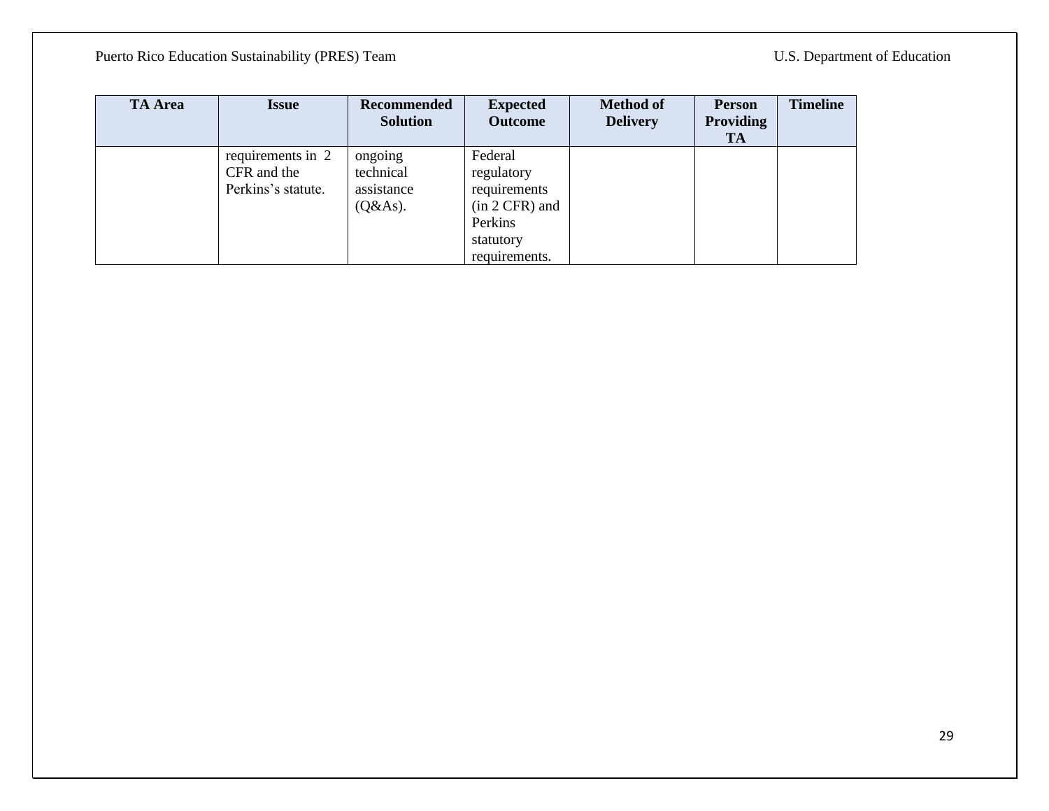| TA Area | Issue | Recommended Solution | Expected Outcome | Method of Delivery | Person Providing TA | Timeline |
| --- | --- | --- | --- | --- | --- | --- |
| | requirements in 2 CFR and the Perkins's statute. | ongoing technical assistance (Q&As). | Federal regulatory requirements (in 2 CFR) and Perkins statutory requirements. | | | |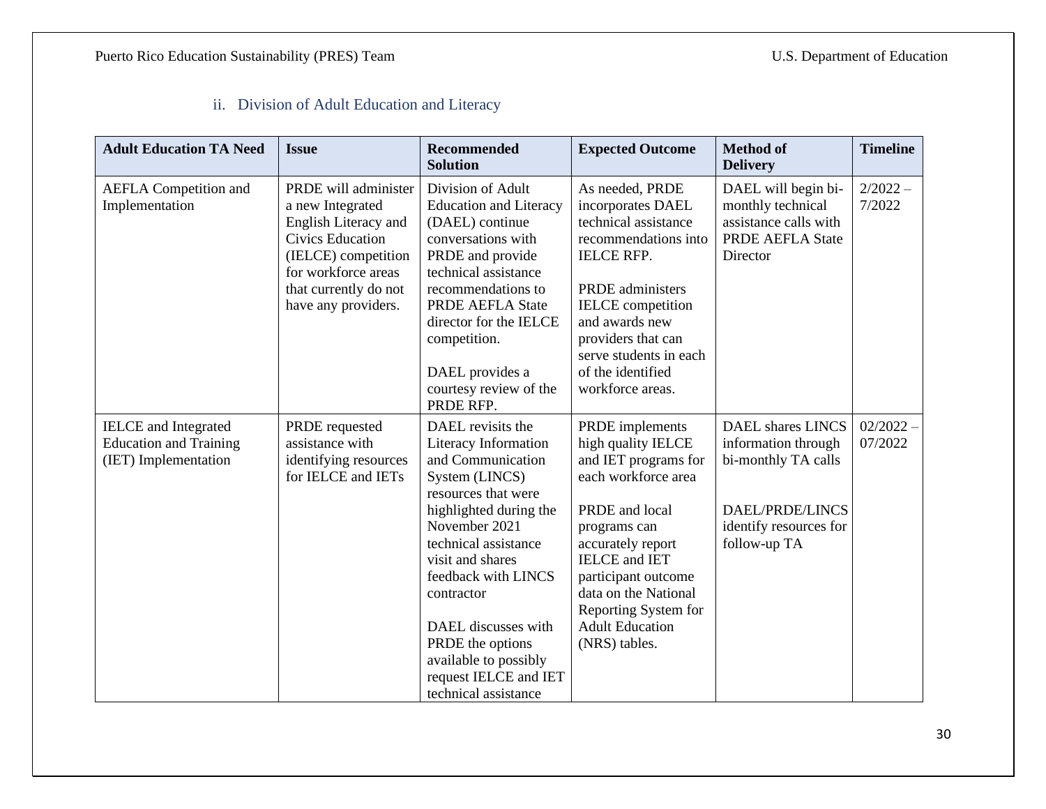### ii. Division of Adult Education and Literacy

| Adult Education TA Need | Issue | Recommended Solution | Expected Outcome | Method of Delivery | Timeline |
|---|---|---|---|---|---|
| AEFLA Competition and Implementation | PRDE will administer a new Integrated English Literacy and Civics Education (IELCE) competition for workforce areas that currently do not have any providers. | Division of Adult Education and Literacy (DAEL) continue conversations with PRDE and provide technical assistance recommendations to PRDE AEFLA State director for the IELCE competition.<br><br>DAEL provides a courtesy review of the PRDE RFP. | As needed, PRDE incorporates DAEL technical assistance recommendations into IELCE RFP.<br><br>PRDE administers IELCE competition and awards new providers that can serve students in each of the identified workforce areas. | DAEL will begin bi-monthly technical assistance calls with PRDE AEFLA State Director | 2/2022 – 7/2022 |
| IELCE and Integrated Education and Training (IET) Implementation | PRDE requested assistance with identifying resources for IELCE and IETs | DAEL revisits the Literacy Information and Communication System (LINCS) resources that were highlighted during the November 2021 technical assistance visit and shares feedback with LINCS contractor<br><br>DAEL discusses with PRDE the options available to possibly request IELCE and IET technical assistance | PRDE implements high quality IELCE and IET programs for each workforce area<br><br>PRDE and local programs can accurately report IELCE and IET participant outcome data on the National Reporting System for Adult Education (NRS) tables. | DAEL shares LINCS information through bi-monthly TA calls<br><br>DAEL/PRDE/LINCS identify resources for follow-up TA | 02/2022 – 07/2022 |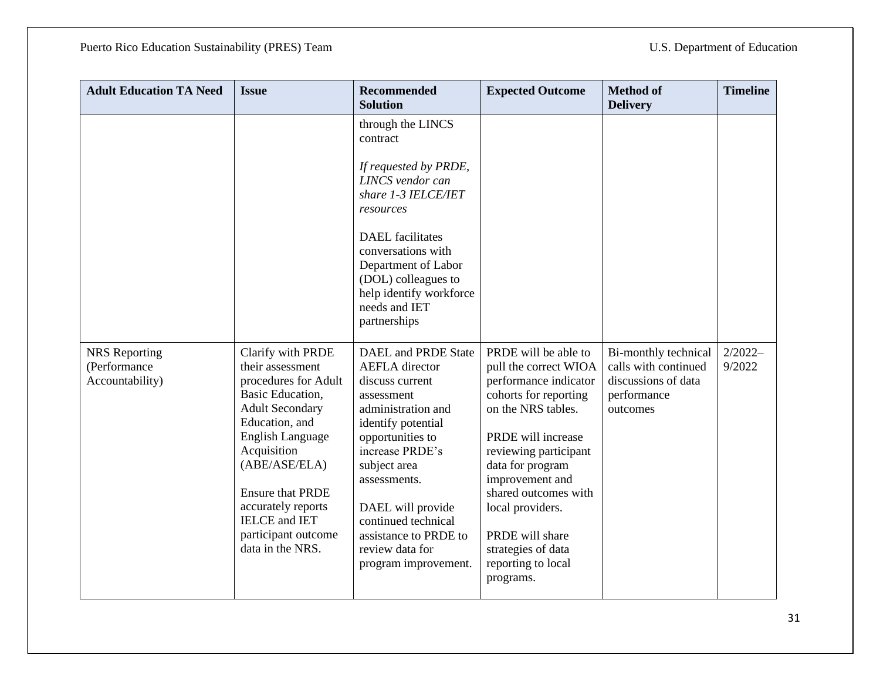| Adult Education TA Need | Issue | Recommended Solution | Expected Outcome | Method of Delivery | Timeline |
|---|---|---|---|---|---|
| | | through the LINCS contract<br><br>*If requested by PRDE, LINCS vendor can share 1-3 IELCE/IET resources*<br><br>DAEL facilitates conversations with Department of Labor (DOL) colleagues to help identify workforce needs and IET partnerships | | | |
| NRS Reporting (Performance Accountability) | Clarify with PRDE their assessment procedures for Adult Basic Education, Adult Secondary Education, and English Language Acquisition (ABE/ASE/ELA)<br><br>Ensure that PRDE accurately reports IELCE and IET participant outcome data in the NRS. | DAEL and PRDE State AEFLA director discuss current assessment administration and identify potential opportunities to increase PRDE's subject area assessments.<br><br>DAEL will provide continued technical assistance to PRDE to review data for program improvement. | PRDE will be able to pull the correct WIOA performance indicator cohorts for reporting on the NRS tables.<br><br>PRDE will increase reviewing participant data for program improvement and shared outcomes with local providers.<br><br>PRDE will share strategies of data reporting to local programs. | Bi-monthly technical calls with continued discussions of data performance outcomes | 2/2022–9/2022 |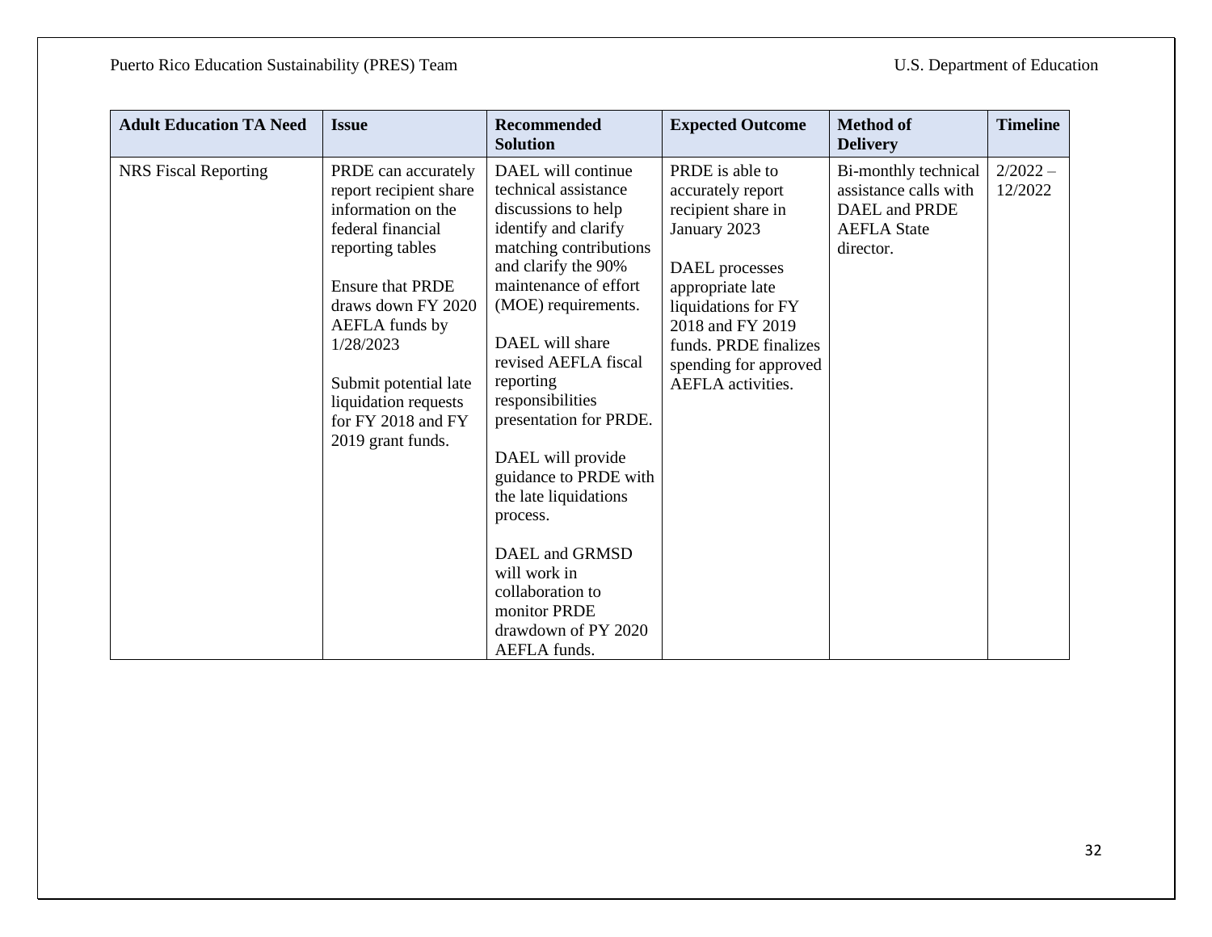| Adult Education TA Need | Issue | Recommended Solution | Expected Outcome | Method of Delivery | Timeline |
|---|---|---|---|---|---|
| NRS Fiscal Reporting | PRDE can accurately report recipient share information on the federal financial reporting tables<br><br>Ensure that PRDE draws down FY 2020 AEFLA funds by 1/28/2023<br><br>Submit potential late liquidation requests for FY 2018 and FY 2019 grant funds. | DAEL will continue technical assistance discussions to help identify and clarify matching contributions and clarify the 90% maintenance of effort (MOE) requirements.<br><br>DAEL will share revised AEFLA fiscal reporting responsibilities presentation for PRDE.<br><br>DAEL will provide guidance to PRDE with the late liquidations process.<br><br>DAEL and GRMSD will work in collaboration to monitor PRDE drawdown of PY 2020 AEFLA funds. | PRDE is able to accurately report recipient share in January 2023<br><br>DAEL processes appropriate late liquidations for FY 2018 and FY 2019 funds. PRDE finalizes spending for approved AEFLA activities. | Bi-monthly technical assistance calls with DAEL and PRDE AEFLA State director. | 2/2022 – 12/2022 |